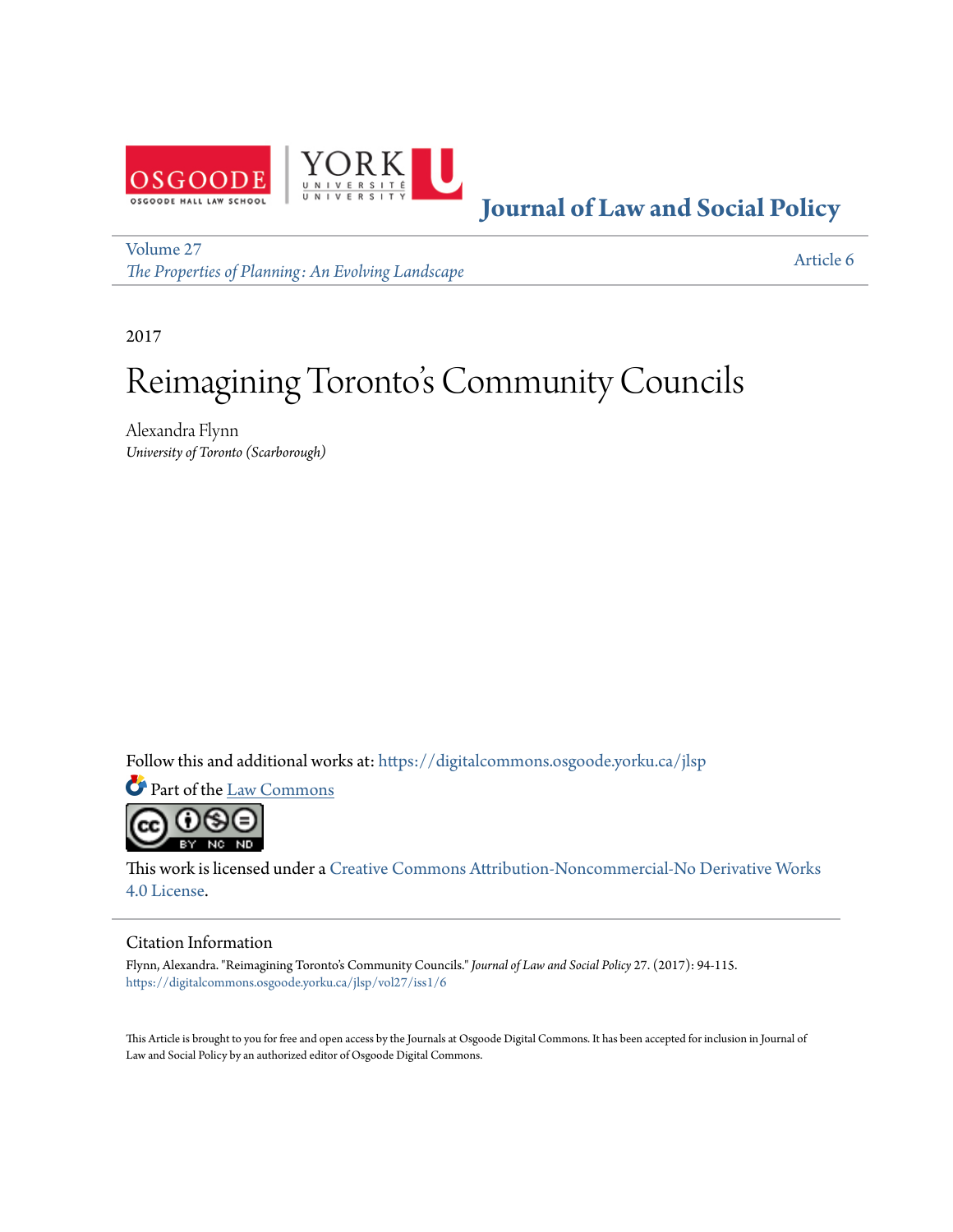OSGOODE
OSGOODE HALL LAW SCHOOL

YORK UNIVERSITÉ UNIVERSITY

# Journal of Law and Social Policy

Volume 27
*The Properties of Planning: An Evolving Landscape*

Article 6

2017

# Reimagining Toronto's Community Councils

Alexandra Flynn
*University of Toronto (Scarborough)*

Follow this and additional works at: https://digitalcommons.osgoode.yorku.ca/jlsp

Part of the Law Commons

This work is licensed under a Creative Commons Attribution-Noncommercial-No Derivative Works 4.0 License.

## Citation Information

Flynn, Alexandra. "Reimagining Toronto's Community Councils." *Journal of Law and Social Policy* 27. (2017): 94-115.
https://digitalcommons.osgoode.yorku.ca/jlsp/vol27/iss1/6

This Article is brought to you for free and open access by the Journals at Osgoode Digital Commons. It has been accepted for inclusion in Journal of Law and Social Policy by an authorized editor of Osgoode Digital Commons.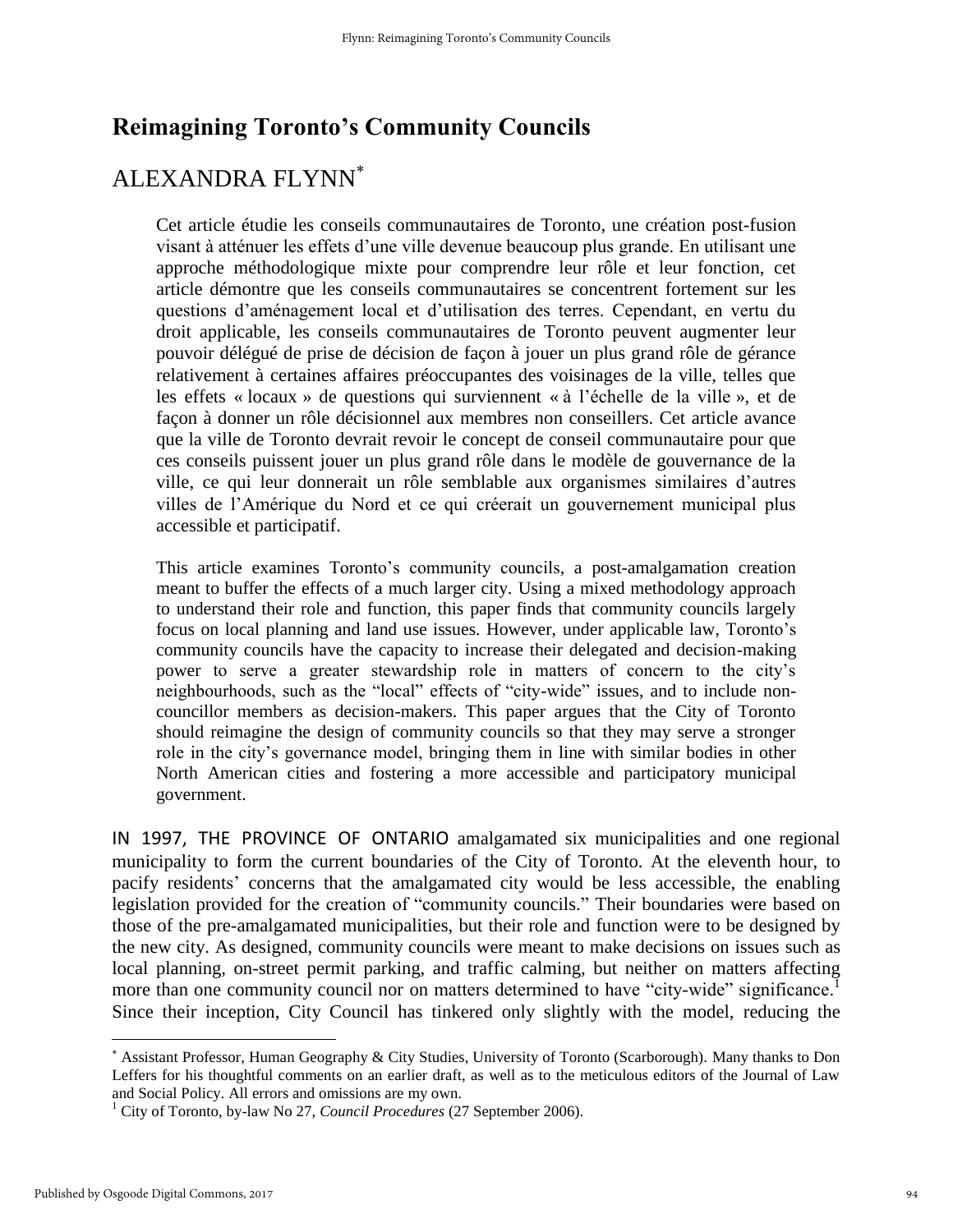# Reimagining Toronto's Community Councils

## ALEXANDRA FLYNN*

Cet article étudie les conseils communautaires de Toronto, une création post-fusion visant à atténuer les effets d'une ville devenue beaucoup plus grande. En utilisant une approche méthodologique mixte pour comprendre leur rôle et leur fonction, cet article démontre que les conseils communautaires se concentrent fortement sur les questions d'aménagement local et d'utilisation des terres. Cependant, en vertu du droit applicable, les conseils communautaires de Toronto peuvent augmenter leur pouvoir délégué de prise de décision de façon à jouer un plus grand rôle de gérance relativement à certaines affaires préoccupantes des voisinages de la ville, telles que les effets « locaux » de questions qui surviennent « à l'échelle de la ville », et de façon à donner un rôle décisionnel aux membres non conseillers. Cet article avance que la ville de Toronto devrait revoir le concept de conseil communautaire pour que ces conseils puissent jouer un plus grand rôle dans le modèle de gouvernance de la ville, ce qui leur donnerait un rôle semblable aux organismes similaires d'autres villes de l'Amérique du Nord et ce qui créerait un gouvernement municipal plus accessible et participatif.

This article examines Toronto's community councils, a post-amalgamation creation meant to buffer the effects of a much larger city. Using a mixed methodology approach to understand their role and function, this paper finds that community councils largely focus on local planning and land use issues. However, under applicable law, Toronto's community councils have the capacity to increase their delegated and decision-making power to serve a greater stewardship role in matters of concern to the city's neighbourhoods, such as the "local" effects of "city-wide" issues, and to include non-councillor members as decision-makers. This paper argues that the City of Toronto should reimagine the design of community councils so that they may serve a stronger role in the city's governance model, bringing them in line with similar bodies in other North American cities and fostering a more accessible and participatory municipal government.

IN 1997, THE PROVINCE OF ONTARIO amalgamated six municipalities and one regional municipality to form the current boundaries of the City of Toronto. At the eleventh hour, to pacify residents' concerns that the amalgamated city would be less accessible, the enabling legislation provided for the creation of "community councils." Their boundaries were based on those of the pre-amalgamated municipalities, but their role and function were to be designed by the new city. As designed, community councils were meant to make decisions on issues such as local planning, on-street permit parking, and traffic calming, but neither on matters affecting more than one community council nor on matters determined to have "city-wide" significance.[1] Since their inception, City Council has tinkered only slightly with the model, reducing the

---

\* Assistant Professor, Human Geography & City Studies, University of Toronto (Scarborough). Many thanks to Don Leffers for his thoughtful comments on an earlier draft, as well as to the meticulous editors of the Journal of Law and Social Policy. All errors and omissions are my own.

[1] City of Toronto, by-law No 27, *Council Procedures* (27 September 2006).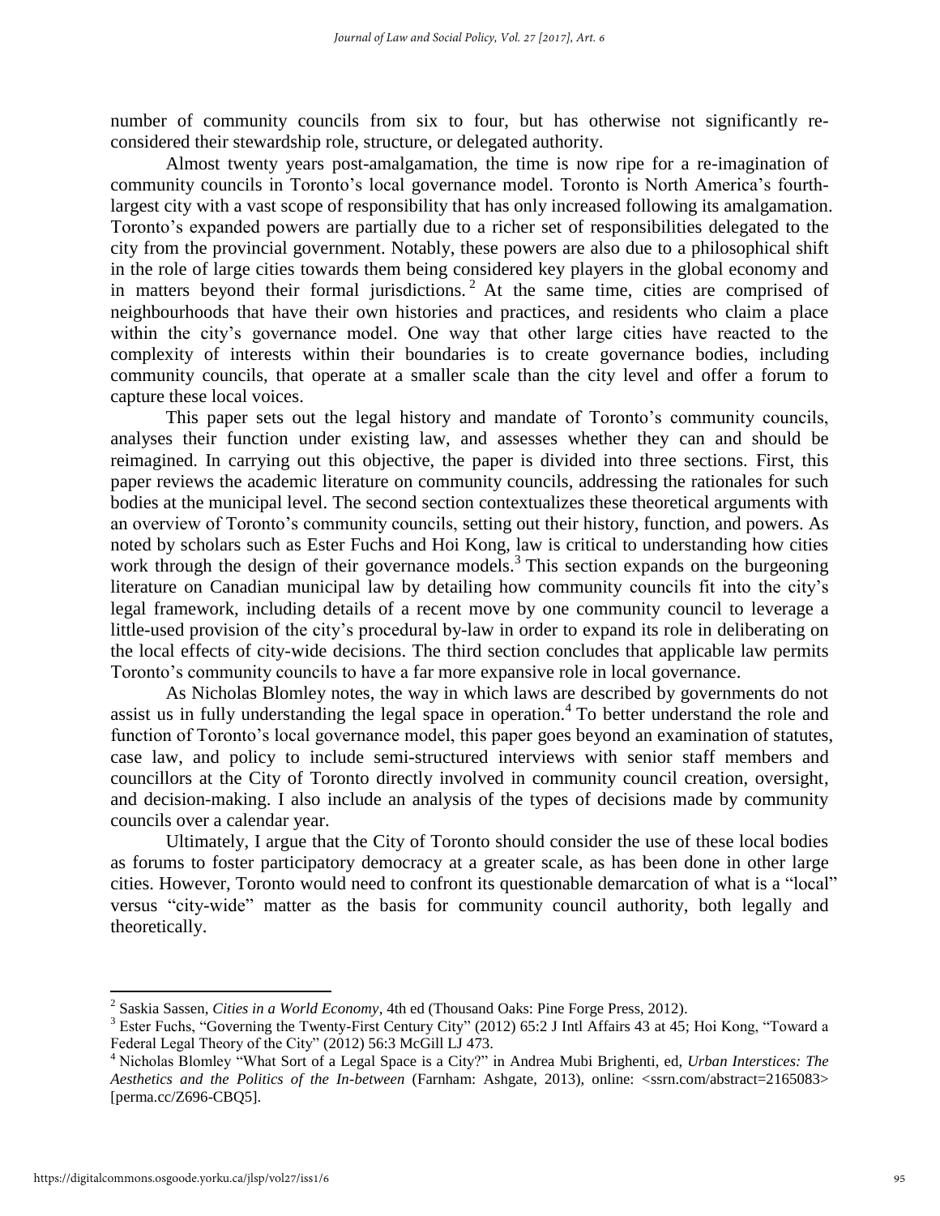number of community councils from six to four, but has otherwise not significantly re-considered their stewardship role, structure, or delegated authority.

Almost twenty years post-amalgamation, the time is now ripe for a re-imagination of community councils in Toronto's local governance model. Toronto is North America's fourth-largest city with a vast scope of responsibility that has only increased following its amalgamation. Toronto's expanded powers are partially due to a richer set of responsibilities delegated to the city from the provincial government. Notably, these powers are also due to a philosophical shift in the role of large cities towards them being considered key players in the global economy and in matters beyond their formal jurisdictions.[2] At the same time, cities are comprised of neighbourhoods that have their own histories and practices, and residents who claim a place within the city's governance model. One way that other large cities have reacted to the complexity of interests within their boundaries is to create governance bodies, including community councils, that operate at a smaller scale than the city level and offer a forum to capture these local voices.

This paper sets out the legal history and mandate of Toronto's community councils, analyses their function under existing law, and assesses whether they can and should be reimagined. In carrying out this objective, the paper is divided into three sections. First, this paper reviews the academic literature on community councils, addressing the rationales for such bodies at the municipal level. The second section contextualizes these theoretical arguments with an overview of Toronto's community councils, setting out their history, function, and powers. As noted by scholars such as Ester Fuchs and Hoi Kong, law is critical to understanding how cities work through the design of their governance models.[3] This section expands on the burgeoning literature on Canadian municipal law by detailing how community councils fit into the city's legal framework, including details of a recent move by one community council to leverage a little-used provision of the city's procedural by-law in order to expand its role in deliberating on the local effects of city-wide decisions. The third section concludes that applicable law permits Toronto's community councils to have a far more expansive role in local governance.

As Nicholas Blomley notes, the way in which laws are described by governments do not assist us in fully understanding the legal space in operation.[4] To better understand the role and function of Toronto's local governance model, this paper goes beyond an examination of statutes, case law, and policy to include semi-structured interviews with senior staff members and councillors at the City of Toronto directly involved in community council creation, oversight, and decision-making. I also include an analysis of the types of decisions made by community councils over a calendar year.

Ultimately, I argue that the City of Toronto should consider the use of these local bodies as forums to foster participatory democracy at a greater scale, as has been done in other large cities. However, Toronto would need to confront its questionable demarcation of what is a "local" versus "city-wide" matter as the basis for community council authority, both legally and theoretically.

---

[2] Saskia Sassen, *Cities in a World Economy*, 4th ed (Thousand Oaks: Pine Forge Press, 2012).

[3] Ester Fuchs, "Governing the Twenty-First Century City" (2012) 65:2 J Intl Affairs 43 at 45; Hoi Kong, "Toward a Federal Legal Theory of the City" (2012) 56:3 McGill LJ 473.

[4] Nicholas Blomley "What Sort of a Legal Space is a City?" in Andrea Mubi Brighenti, ed, *Urban Interstices: The Aesthetics and the Politics of the In-between* (Farnham: Ashgate, 2013), online: <ssrn.com/abstract=2165083> [perma.cc/Z696-CBQ5].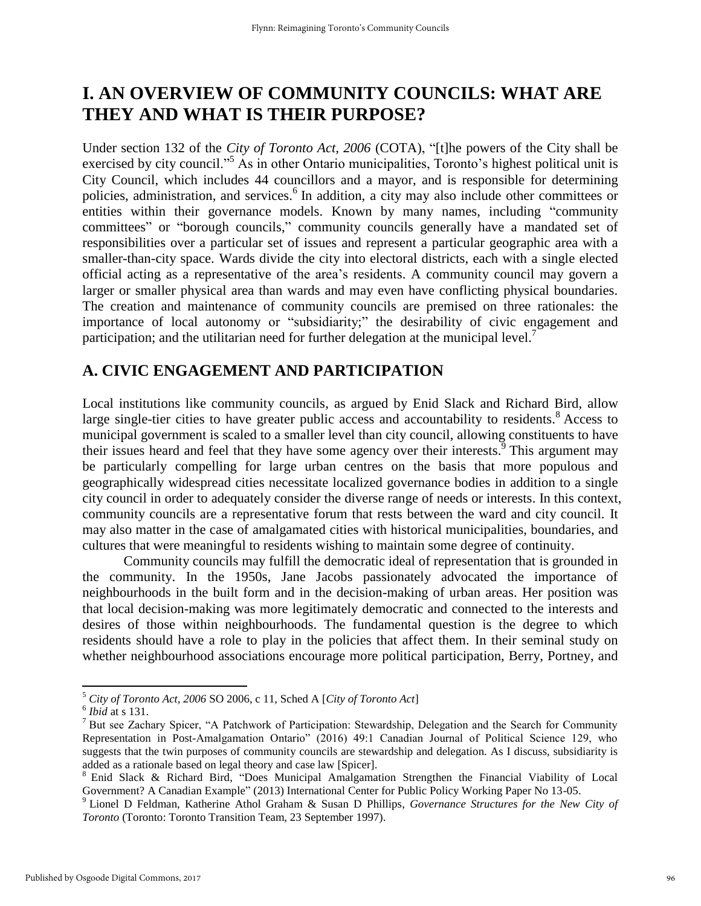# I. AN OVERVIEW OF COMMUNITY COUNCILS: WHAT ARE THEY AND WHAT IS THEIR PURPOSE?

Under section 132 of the *City of Toronto Act, 2006* (COTA), "[t]he powers of the City shall be exercised by city council."[5] As in other Ontario municipalities, Toronto's highest political unit is City Council, which includes 44 councillors and a mayor, and is responsible for determining policies, administration, and services.[6] In addition, a city may also include other committees or entities within their governance models. Known by many names, including "community committees" or "borough councils," community councils generally have a mandated set of responsibilities over a particular set of issues and represent a particular geographic area with a smaller-than-city space. Wards divide the city into electoral districts, each with a single elected official acting as a representative of the area's residents. A community council may govern a larger or smaller physical area than wards and may even have conflicting physical boundaries. The creation and maintenance of community councils are premised on three rationales: the importance of local autonomy or "subsidiarity;" the desirability of civic engagement and participation; and the utilitarian need for further delegation at the municipal level.[7]

## A. CIVIC ENGAGEMENT AND PARTICIPATION

Local institutions like community councils, as argued by Enid Slack and Richard Bird, allow large single-tier cities to have greater public access and accountability to residents.[8] Access to municipal government is scaled to a smaller level than city council, allowing constituents to have their issues heard and feel that they have some agency over their interests.[9] This argument may be particularly compelling for large urban centres on the basis that more populous and geographically widespread cities necessitate localized governance bodies in addition to a single city council in order to adequately consider the diverse range of needs or interests. In this context, community councils are a representative forum that rests between the ward and city council. It may also matter in the case of amalgamated cities with historical municipalities, boundaries, and cultures that were meaningful to residents wishing to maintain some degree of continuity.

Community councils may fulfill the democratic ideal of representation that is grounded in the community. In the 1950s, Jane Jacobs passionately advocated the importance of neighbourhoods in the built form and in the decision-making of urban areas. Her position was that local decision-making was more legitimately democratic and connected to the interests and desires of those within neighbourhoods. The fundamental question is the degree to which residents should have a role to play in the policies that affect them. In their seminal study on whether neighbourhood associations encourage more political participation, Berry, Portney, and

---

[5] *City of Toronto Act, 2006* SO 2006, c 11, Sched A [*City of Toronto Act*]

[6] *Ibid* at s 131.

[7] But see Zachary Spicer, "A Patchwork of Participation: Stewardship, Delegation and the Search for Community Representation in Post-Amalgamation Ontario" (2016) 49:1 Canadian Journal of Political Science 129, who suggests that the twin purposes of community councils are stewardship and delegation. As I discuss, subsidiarity is added as a rationale based on legal theory and case law [Spicer].

[8] Enid Slack & Richard Bird, "Does Municipal Amalgamation Strengthen the Financial Viability of Local Government? A Canadian Example" (2013) International Center for Public Policy Working Paper No 13-05.

[9] Lionel D Feldman, Katherine Athol Graham & Susan D Phillips, *Governance Structures for the New City of Toronto* (Toronto: Toronto Transition Team, 23 September 1997).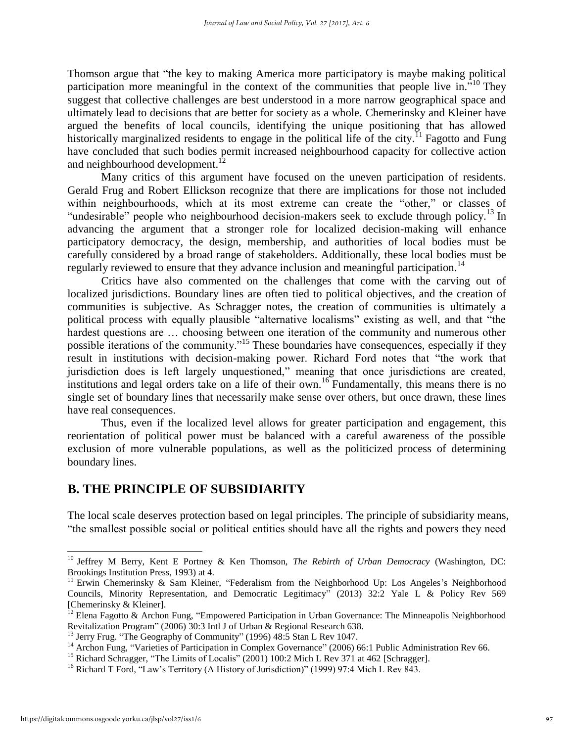Thomson argue that "the key to making America more participatory is maybe making political participation more meaningful in the context of the communities that people live in."[10] They suggest that collective challenges are best understood in a more narrow geographical space and ultimately lead to decisions that are better for society as a whole. Chemerinsky and Kleiner have argued the benefits of local councils, identifying the unique positioning that has allowed historically marginalized residents to engage in the political life of the city.[11] Fagotto and Fung have concluded that such bodies permit increased neighbourhood capacity for collective action and neighbourhood development.[12]

Many critics of this argument have focused on the uneven participation of residents. Gerald Frug and Robert Ellickson recognize that there are implications for those not included within neighbourhoods, which at its most extreme can create the "other," or classes of "undesirable" people who neighbourhood decision-makers seek to exclude through policy.[13] In advancing the argument that a stronger role for localized decision-making will enhance participatory democracy, the design, membership, and authorities of local bodies must be carefully considered by a broad range of stakeholders. Additionally, these local bodies must be regularly reviewed to ensure that they advance inclusion and meaningful participation.[14]

Critics have also commented on the challenges that come with the carving out of localized jurisdictions. Boundary lines are often tied to political objectives, and the creation of communities is subjective. As Schragger notes, the creation of communities is ultimately a political process with equally plausible "alternative localisms" existing as well, and that "the hardest questions are … choosing between one iteration of the community and numerous other possible iterations of the community."[15] These boundaries have consequences, especially if they result in institutions with decision-making power. Richard Ford notes that "the work that jurisdiction does is left largely unquestioned," meaning that once jurisdictions are created, institutions and legal orders take on a life of their own.[16] Fundamentally, this means there is no single set of boundary lines that necessarily make sense over others, but once drawn, these lines have real consequences.

Thus, even if the localized level allows for greater participation and engagement, this reorientation of political power must be balanced with a careful awareness of the possible exclusion of more vulnerable populations, as well as the politicized process of determining boundary lines.

## B. THE PRINCIPLE OF SUBSIDIARITY

The local scale deserves protection based on legal principles. The principle of subsidiarity means, "the smallest possible social or political entities should have all the rights and powers they need

---

[10] Jeffrey M Berry, Kent E Portney & Ken Thomson, *The Rebirth of Urban Democracy* (Washington, DC: Brookings Institution Press, 1993) at 4.

[11] Erwin Chemerinsky & Sam Kleiner, "Federalism from the Neighborhood Up: Los Angeles's Neighborhood Councils, Minority Representation, and Democratic Legitimacy" (2013) 32:2 Yale L & Policy Rev 569 [Chemerinsky & Kleiner].

[12] Elena Fagotto & Archon Fung, "Empowered Participation in Urban Governance: The Minneapolis Neighborhood Revitalization Program" (2006) 30:3 Intl J of Urban & Regional Research 638.

[13] Jerry Frug. "The Geography of Community" (1996) 48:5 Stan L Rev 1047.

[14] Archon Fung, "Varieties of Participation in Complex Governance" (2006) 66:1 Public Administration Rev 66.

[15] Richard Schragger, "The Limits of Localis" (2001) 100:2 Mich L Rev 371 at 462 [Schragger].

[16] Richard T Ford, "Law's Territory (A History of Jurisdiction)" (1999) 97:4 Mich L Rev 843.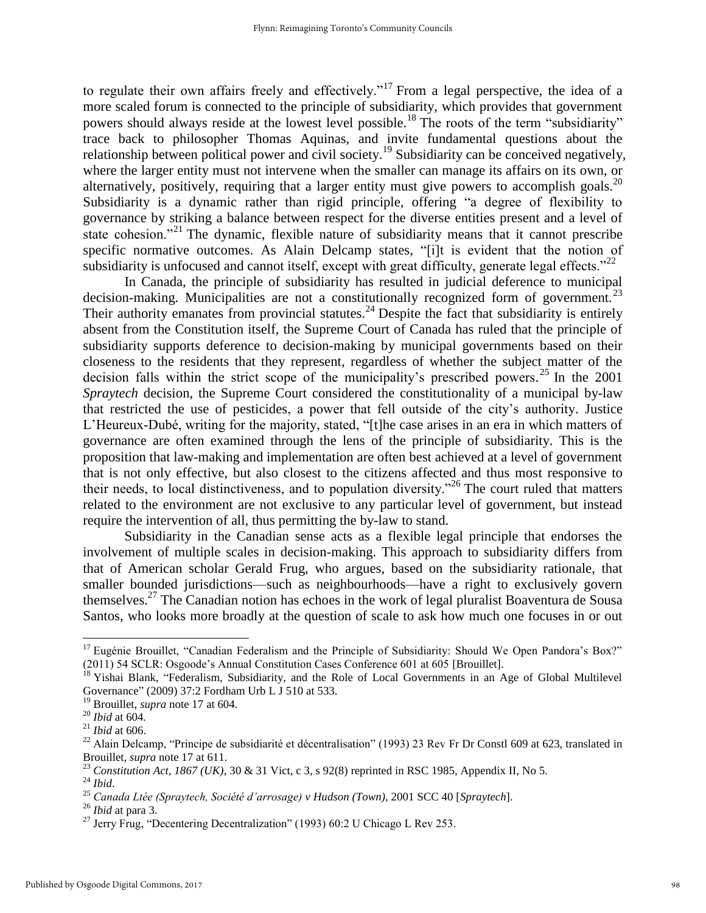to regulate their own affairs freely and effectively."[17] From a legal perspective, the idea of a more scaled forum is connected to the principle of subsidiarity, which provides that government powers should always reside at the lowest level possible.[18] The roots of the term "subsidiarity" trace back to philosopher Thomas Aquinas, and invite fundamental questions about the relationship between political power and civil society.[19] Subsidiarity can be conceived negatively, where the larger entity must not intervene when the smaller can manage its affairs on its own, or alternatively, positively, requiring that a larger entity must give powers to accomplish goals.[20] Subsidiarity is a dynamic rather than rigid principle, offering "a degree of flexibility to governance by striking a balance between respect for the diverse entities present and a level of state cohesion."[21] The dynamic, flexible nature of subsidiarity means that it cannot prescribe specific normative outcomes. As Alain Delcamp states, "[i]t is evident that the notion of subsidiarity is unfocused and cannot itself, except with great difficulty, generate legal effects."[22]

In Canada, the principle of subsidiarity has resulted in judicial deference to municipal decision-making. Municipalities are not a constitutionally recognized form of government.[23] Their authority emanates from provincial statutes.[24] Despite the fact that subsidiarity is entirely absent from the Constitution itself, the Supreme Court of Canada has ruled that the principle of subsidiarity supports deference to decision-making by municipal governments based on their closeness to the residents that they represent, regardless of whether the subject matter of the decision falls within the strict scope of the municipality's prescribed powers.[25] In the 2001 *Spraytech* decision, the Supreme Court considered the constitutionality of a municipal by-law that restricted the use of pesticides, a power that fell outside of the city's authority. Justice L'Heureux-Dubé, writing for the majority, stated, "[t]he case arises in an era in which matters of governance are often examined through the lens of the principle of subsidiarity. This is the proposition that law-making and implementation are often best achieved at a level of government that is not only effective, but also closest to the citizens affected and thus most responsive to their needs, to local distinctiveness, and to population diversity."[26] The court ruled that matters related to the environment are not exclusive to any particular level of government, but instead require the intervention of all, thus permitting the by-law to stand.

Subsidiarity in the Canadian sense acts as a flexible legal principle that endorses the involvement of multiple scales in decision-making. This approach to subsidiarity differs from that of American scholar Gerald Frug, who argues, based on the subsidiarity rationale, that smaller bounded jurisdictions—such as neighbourhoods—have a right to exclusively govern themselves.[27] The Canadian notion has echoes in the work of legal pluralist Boaventura de Sousa Santos, who looks more broadly at the question of scale to ask how much one focuses in or out

---

[17] Eugénie Brouillet, "Canadian Federalism and the Principle of Subsidiarity: Should We Open Pandora's Box?" (2011) 54 SCLR: Osgoode's Annual Constitution Cases Conference 601 at 605 [Brouillet].

[18] Yishai Blank, "Federalism, Subsidiarity, and the Role of Local Governments in an Age of Global Multilevel Governance" (2009) 37:2 Fordham Urb L J 510 at 533.

[19] Brouillet, *supra* note 17 at 604.

[20] *Ibid* at 604.

[21] *Ibid* at 606.

[22] Alain Delcamp, "Principe de subsidiarité et décentralisation" (1993) 23 Rev Fr Dr Constl 609 at 623, translated in Brouillet, *supra* note 17 at 611.

[23] *Constitution Act, 1867 (UK)*, 30 & 31 Vict, c 3, s 92(8) reprinted in RSC 1985, Appendix II, No 5.

[24] *Ibid*.

[25] *Canada Ltée (Spraytech, Société d'arrosage) v Hudson (Town)*, 2001 SCC 40 [*Spraytech*].

[26] *Ibid* at para 3.

[27] Jerry Frug, "Decentering Decentralization" (1993) 60:2 U Chicago L Rev 253.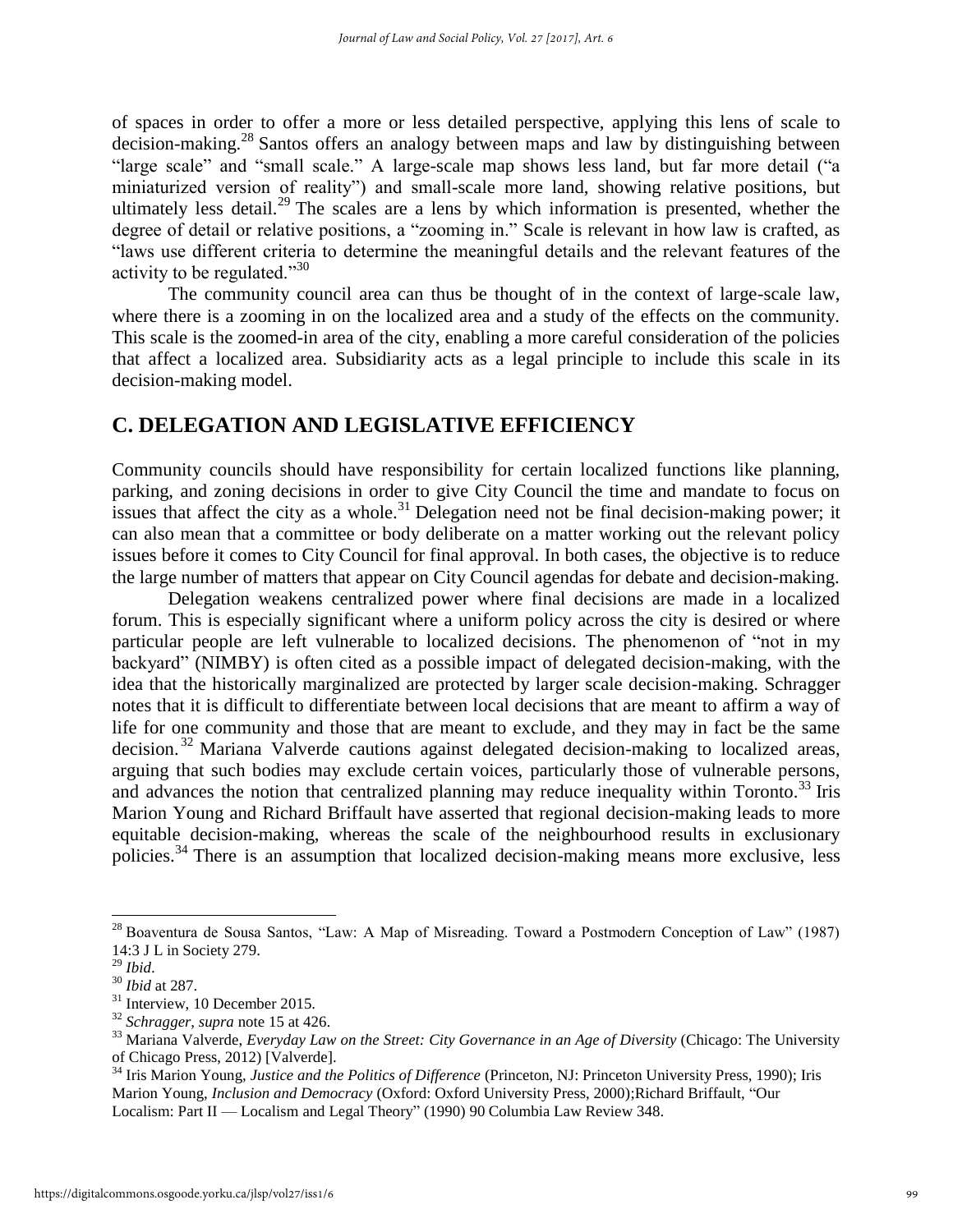of spaces in order to offer a more or less detailed perspective, applying this lens of scale to decision-making.[28] Santos offers an analogy between maps and law by distinguishing between "large scale" and "small scale." A large-scale map shows less land, but far more detail ("a miniaturized version of reality") and small-scale more land, showing relative positions, but ultimately less detail.[29] The scales are a lens by which information is presented, whether the degree of detail or relative positions, a "zooming in." Scale is relevant in how law is crafted, as "laws use different criteria to determine the meaningful details and the relevant features of the activity to be regulated."[30]

The community council area can thus be thought of in the context of large-scale law, where there is a zooming in on the localized area and a study of the effects on the community. This scale is the zoomed-in area of the city, enabling a more careful consideration of the policies that affect a localized area. Subsidiarity acts as a legal principle to include this scale in its decision-making model.

## C. DELEGATION AND LEGISLATIVE EFFICIENCY

Community councils should have responsibility for certain localized functions like planning, parking, and zoning decisions in order to give City Council the time and mandate to focus on issues that affect the city as a whole.[31] Delegation need not be final decision-making power; it can also mean that a committee or body deliberate on a matter working out the relevant policy issues before it comes to City Council for final approval. In both cases, the objective is to reduce the large number of matters that appear on City Council agendas for debate and decision-making.

Delegation weakens centralized power where final decisions are made in a localized forum. This is especially significant where a uniform policy across the city is desired or where particular people are left vulnerable to localized decisions. The phenomenon of "not in my backyard" (NIMBY) is often cited as a possible impact of delegated decision-making, with the idea that the historically marginalized are protected by larger scale decision-making. Schragger notes that it is difficult to differentiate between local decisions that are meant to affirm a way of life for one community and those that are meant to exclude, and they may in fact be the same decision.[32] Mariana Valverde cautions against delegated decision-making to localized areas, arguing that such bodies may exclude certain voices, particularly those of vulnerable persons, and advances the notion that centralized planning may reduce inequality within Toronto.[33] Iris Marion Young and Richard Briffault have asserted that regional decision-making leads to more equitable decision-making, whereas the scale of the neighbourhood results in exclusionary policies.[34] There is an assumption that localized decision-making means more exclusive, less

---

[28] Boaventura de Sousa Santos, "Law: A Map of Misreading. Toward a Postmodern Conception of Law" (1987) 14:3 J L in Society 279.

[29] *Ibid*.

[30] *Ibid* at 287.

[31] Interview, 10 December 2015.

[32] *Schragger, supra* note 15 at 426.

[33] Mariana Valverde, *Everyday Law on the Street: City Governance in an Age of Diversity* (Chicago: The University of Chicago Press, 2012) [Valverde].

[34] Iris Marion Young, *Justice and the Politics of Difference* (Princeton, NJ: Princeton University Press, 1990); Iris Marion Young, *Inclusion and Democracy* (Oxford: Oxford University Press, 2000);Richard Briffault, "Our Localism: Part II — Localism and Legal Theory" (1990) 90 Columbia Law Review 348.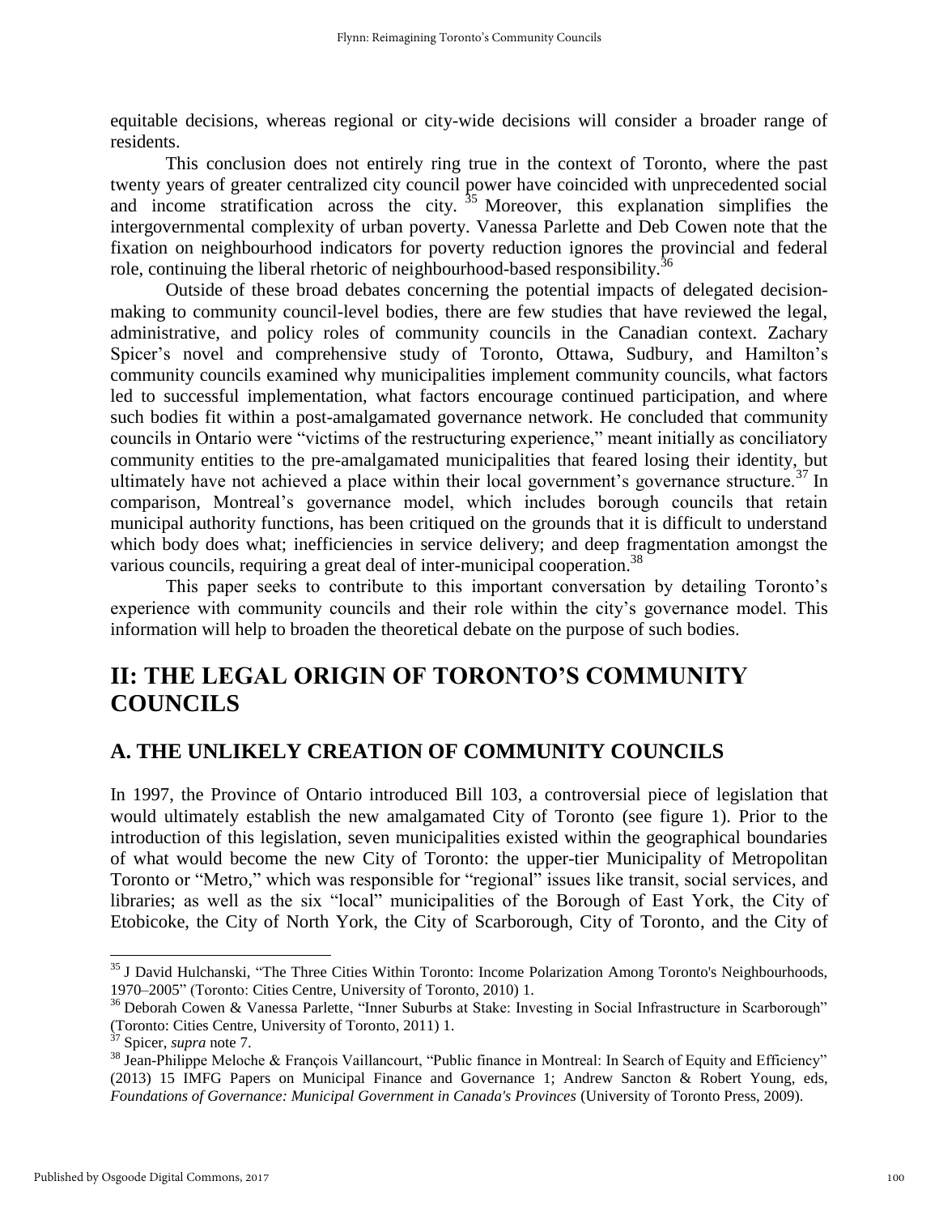equitable decisions, whereas regional or city-wide decisions will consider a broader range of residents.

This conclusion does not entirely ring true in the context of Toronto, where the past twenty years of greater centralized city council power have coincided with unprecedented social and income stratification across the city.[35] Moreover, this explanation simplifies the intergovernmental complexity of urban poverty. Vanessa Parlette and Deb Cowen note that the fixation on neighbourhood indicators for poverty reduction ignores the provincial and federal role, continuing the liberal rhetoric of neighbourhood-based responsibility.[36]

Outside of these broad debates concerning the potential impacts of delegated decision-making to community council-level bodies, there are few studies that have reviewed the legal, administrative, and policy roles of community councils in the Canadian context. Zachary Spicer's novel and comprehensive study of Toronto, Ottawa, Sudbury, and Hamilton's community councils examined why municipalities implement community councils, what factors led to successful implementation, what factors encourage continued participation, and where such bodies fit within a post-amalgamated governance network. He concluded that community councils in Ontario were "victims of the restructuring experience," meant initially as conciliatory community entities to the pre-amalgamated municipalities that feared losing their identity, but ultimately have not achieved a place within their local government's governance structure.[37] In comparison, Montreal's governance model, which includes borough councils that retain municipal authority functions, has been critiqued on the grounds that it is difficult to understand which body does what; inefficiencies in service delivery; and deep fragmentation amongst the various councils, requiring a great deal of inter-municipal cooperation.[38]

This paper seeks to contribute to this important conversation by detailing Toronto's experience with community councils and their role within the city's governance model. This information will help to broaden the theoretical debate on the purpose of such bodies.

# II: THE LEGAL ORIGIN OF TORONTO'S COMMUNITY COUNCILS

## A. THE UNLIKELY CREATION OF COMMUNITY COUNCILS

In 1997, the Province of Ontario introduced Bill 103, a controversial piece of legislation that would ultimately establish the new amalgamated City of Toronto (see figure 1). Prior to the introduction of this legislation, seven municipalities existed within the geographical boundaries of what would become the new City of Toronto: the upper-tier Municipality of Metropolitan Toronto or "Metro," which was responsible for "regional" issues like transit, social services, and libraries; as well as the six "local" municipalities of the Borough of East York, the City of Etobicoke, the City of North York, the City of Scarborough, City of Toronto, and the City of

---

[35] J David Hulchanski, "The Three Cities Within Toronto: Income Polarization Among Toronto's Neighbourhoods, 1970–2005" (Toronto: Cities Centre, University of Toronto, 2010) 1.

[36] Deborah Cowen & Vanessa Parlette, "Inner Suburbs at Stake: Investing in Social Infrastructure in Scarborough" (Toronto: Cities Centre, University of Toronto, 2011) 1.

[37] Spicer, *supra* note 7.

[38] Jean-Philippe Meloche & François Vaillancourt, "Public finance in Montreal: In Search of Equity and Efficiency" (2013) 15 IMFG Papers on Municipal Finance and Governance 1; Andrew Sancton & Robert Young, eds, *Foundations of Governance: Municipal Government in Canada's Provinces* (University of Toronto Press, 2009).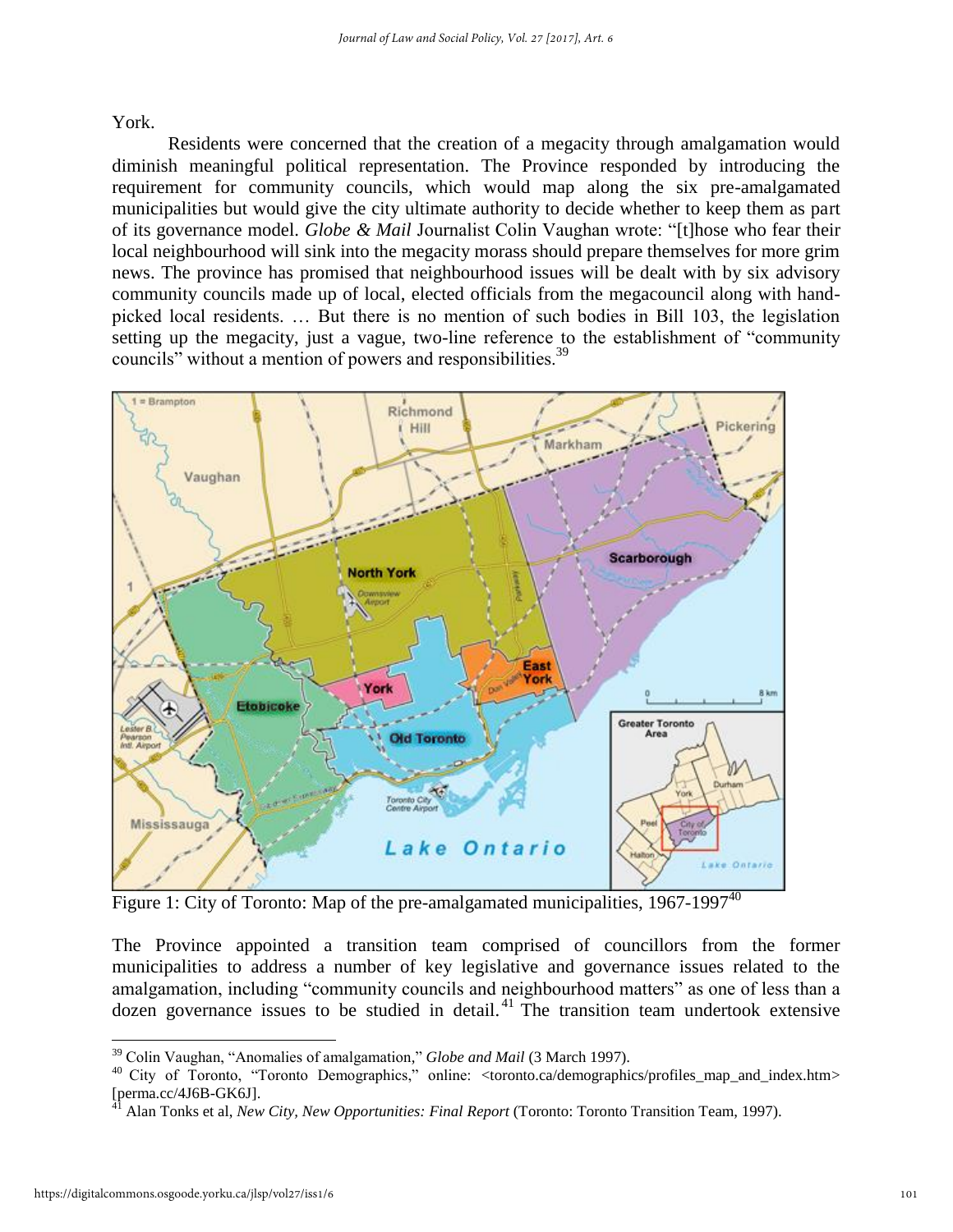York.

Residents were concerned that the creation of a megacity through amalgamation would diminish meaningful political representation. The Province responded by introducing the requirement for community councils, which would map along the six pre-amalgamated municipalities but would give the city ultimate authority to decide whether to keep them as part of its governance model. *Globe & Mail* Journalist Colin Vaughan wrote: "[t]hose who fear their local neighbourhood will sink into the megacity morass should prepare themselves for more grim news. The province has promised that neighbourhood issues will be dealt with by six advisory community councils made up of local, elected officials from the megacouncil along with hand-picked local residents. … But there is no mention of such bodies in Bill 103, the legislation setting up the megacity, just a vague, two-line reference to the establishment of "community councils" without a mention of powers and responsibilities.[39]

Figure 1: City of Toronto: Map of the pre-amalgamated municipalities, 1967-1997[40]

The Province appointed a transition team comprised of councillors from the former municipalities to address a number of key legislative and governance issues related to the amalgamation, including "community councils and neighbourhood matters" as one of less than a dozen governance issues to be studied in detail.[41] The transition team undertook extensive

---

[39] Colin Vaughan, "Anomalies of amalgamation," *Globe and Mail* (3 March 1997).

[40] City of Toronto, "Toronto Demographics," online: <toronto.ca/demographics/profiles_map_and_index.htm> [perma.cc/4J6B-GK6J].

[41] Alan Tonks et al, *New City, New Opportunities: Final Report* (Toronto: Toronto Transition Team, 1997).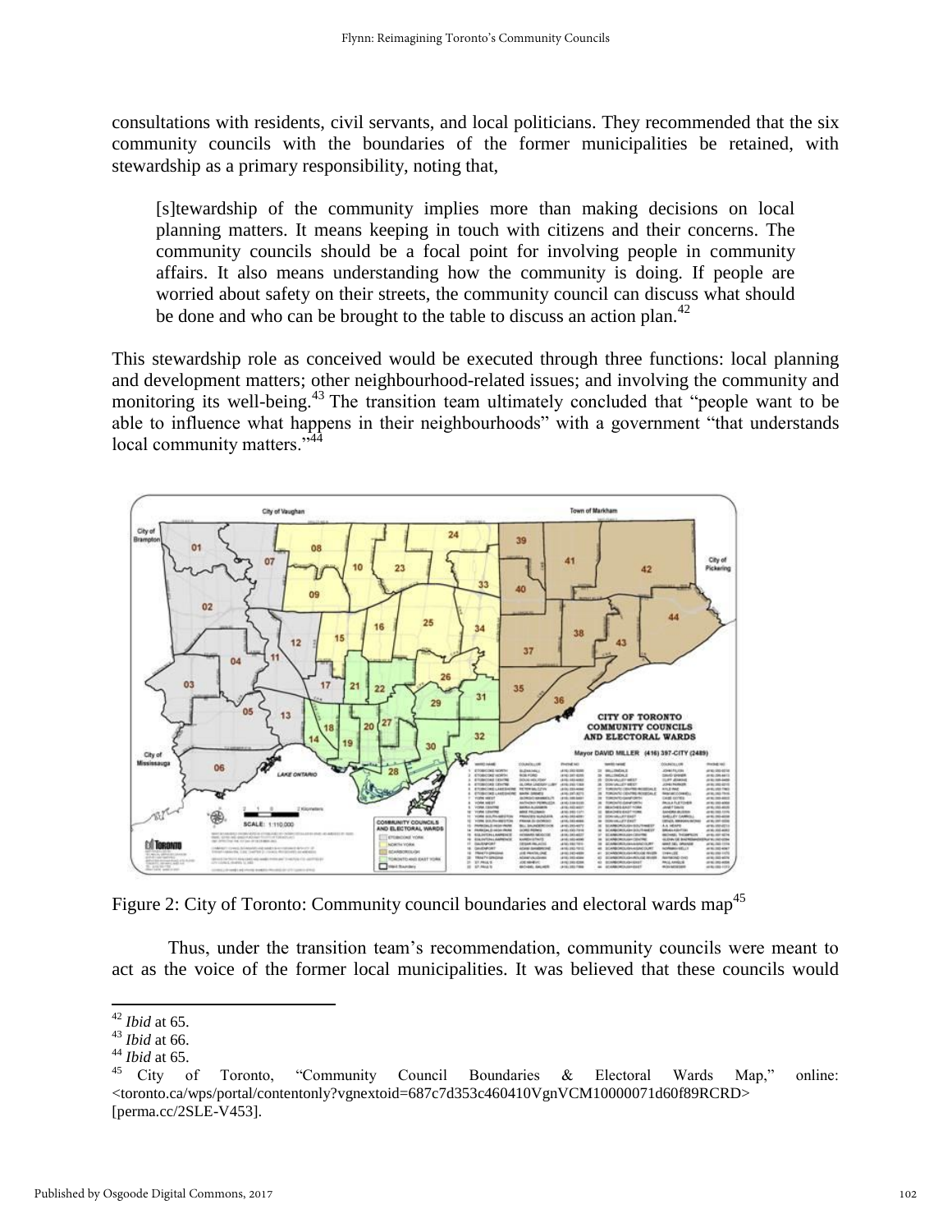consultations with residents, civil servants, and local politicians. They recommended that the six community councils with the boundaries of the former municipalities be retained, with stewardship as a primary responsibility, noting that,

> [s]tewardship of the community implies more than making decisions on local planning matters. It means keeping in touch with citizens and their concerns. The community councils should be a focal point for involving people in community affairs. It also means understanding how the community is doing. If people are worried about safety on their streets, the community council can discuss what should be done and who can be brought to the table to discuss an action plan.[42]

This stewardship role as conceived would be executed through three functions: local planning and development matters; other neighbourhood-related issues; and involving the community and monitoring its well-being.[43] The transition team ultimately concluded that "people want to be able to influence what happens in their neighbourhoods" with a government "that understands local community matters."[44]

Figure 2: City of Toronto: Community council boundaries and electoral wards map[45]

Thus, under the transition team's recommendation, community councils were meant to act as the voice of the former local municipalities. It was believed that these councils would

---

[42] *Ibid* at 65.

[43] *Ibid* at 66.

[44] *Ibid* at 65.

[45] City of Toronto, "Community Council Boundaries & Electoral Wards Map," online: <toronto.ca/wps/portal/contentonly?vgnextoid=687c7d353c460410VgnVCM10000071d60f89RCRD> [perma.cc/2SLE-V453].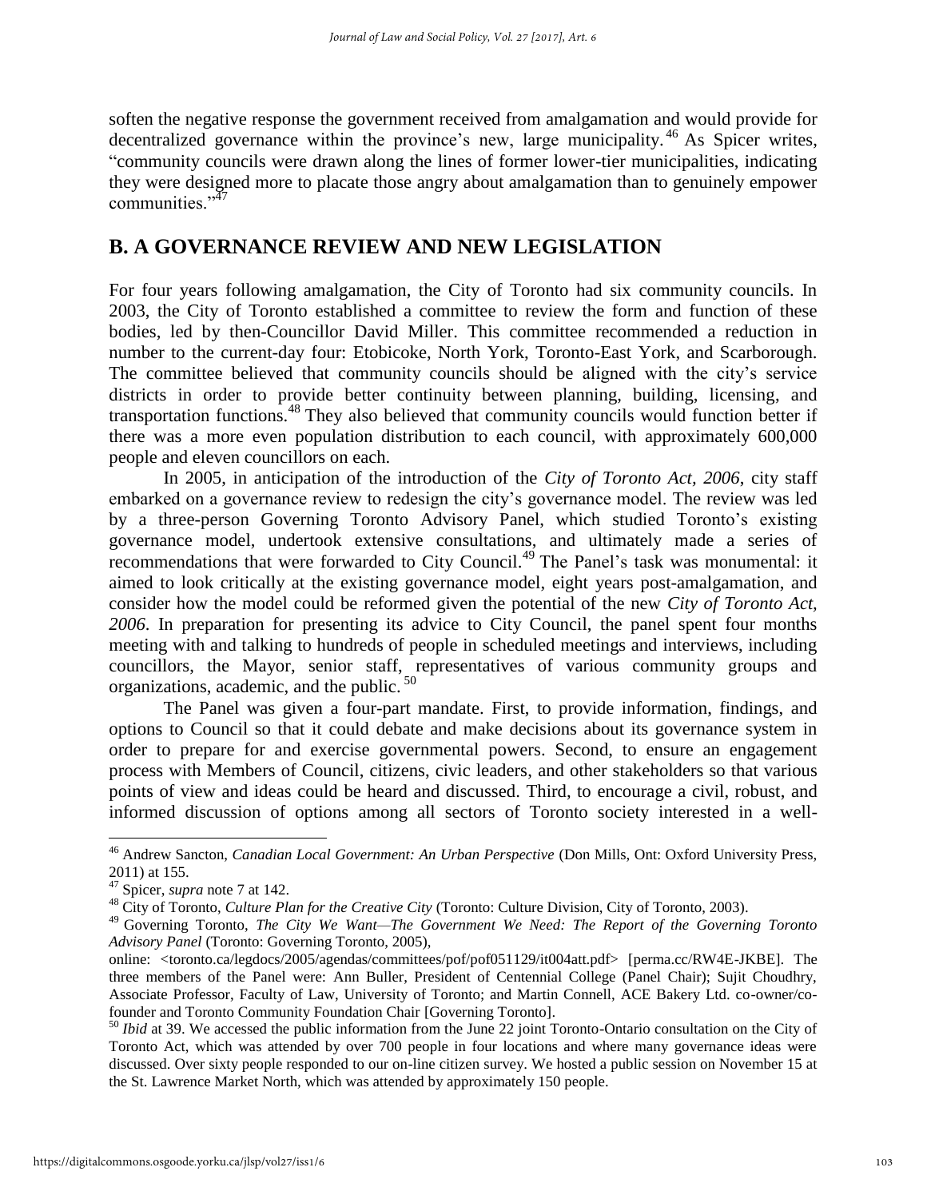soften the negative response the government received from amalgamation and would provide for decentralized governance within the province's new, large municipality.[46] As Spicer writes, "community councils were drawn along the lines of former lower-tier municipalities, indicating they were designed more to placate those angry about amalgamation than to genuinely empower communities."[47]

## B. A GOVERNANCE REVIEW AND NEW LEGISLATION

For four years following amalgamation, the City of Toronto had six community councils. In 2003, the City of Toronto established a committee to review the form and function of these bodies, led by then-Councillor David Miller. This committee recommended a reduction in number to the current-day four: Etobicoke, North York, Toronto-East York, and Scarborough. The committee believed that community councils should be aligned with the city's service districts in order to provide better continuity between planning, building, licensing, and transportation functions.[48] They also believed that community councils would function better if there was a more even population distribution to each council, with approximately 600,000 people and eleven councillors on each.

In 2005, in anticipation of the introduction of the *City of Toronto Act, 2006*, city staff embarked on a governance review to redesign the city's governance model. The review was led by a three-person Governing Toronto Advisory Panel, which studied Toronto's existing governance model, undertook extensive consultations, and ultimately made a series of recommendations that were forwarded to City Council.[49] The Panel's task was monumental: it aimed to look critically at the existing governance model, eight years post-amalgamation, and consider how the model could be reformed given the potential of the new *City of Toronto Act, 2006*. In preparation for presenting its advice to City Council, the panel spent four months meeting with and talking to hundreds of people in scheduled meetings and interviews, including councillors, the Mayor, senior staff, representatives of various community groups and organizations, academic, and the public.[50]

The Panel was given a four-part mandate. First, to provide information, findings, and options to Council so that it could debate and make decisions about its governance system in order to prepare for and exercise governmental powers. Second, to ensure an engagement process with Members of Council, citizens, civic leaders, and other stakeholders so that various points of view and ideas could be heard and discussed. Third, to encourage a civil, robust, and informed discussion of options among all sectors of Toronto society interested in a well-

---

[46] Andrew Sancton, *Canadian Local Government: An Urban Perspective* (Don Mills, Ont: Oxford University Press, 2011) at 155.

[47] Spicer, *supra* note 7 at 142.

[48] City of Toronto, *Culture Plan for the Creative City* (Toronto: Culture Division, City of Toronto, 2003).

[49] Governing Toronto, *The City We Want—The Government We Need: The Report of the Governing Toronto Advisory Panel* (Toronto: Governing Toronto, 2005), online: <toronto.ca/legdocs/2005/agendas/committees/pof/pof051129/it004att.pdf> [perma.cc/RW4E-JKBE]. The three members of the Panel were: Ann Buller, President of Centennial College (Panel Chair); Sujit Choudhry, Associate Professor, Faculty of Law, University of Toronto; and Martin Connell, ACE Bakery Ltd. co-owner/co-founder and Toronto Community Foundation Chair [Governing Toronto].

[50] *Ibid* at 39. We accessed the public information from the June 22 joint Toronto-Ontario consultation on the City of Toronto Act, which was attended by over 700 people in four locations and where many governance ideas were discussed. Over sixty people responded to our on-line citizen survey. We hosted a public session on November 15 at the St. Lawrence Market North, which was attended by approximately 150 people.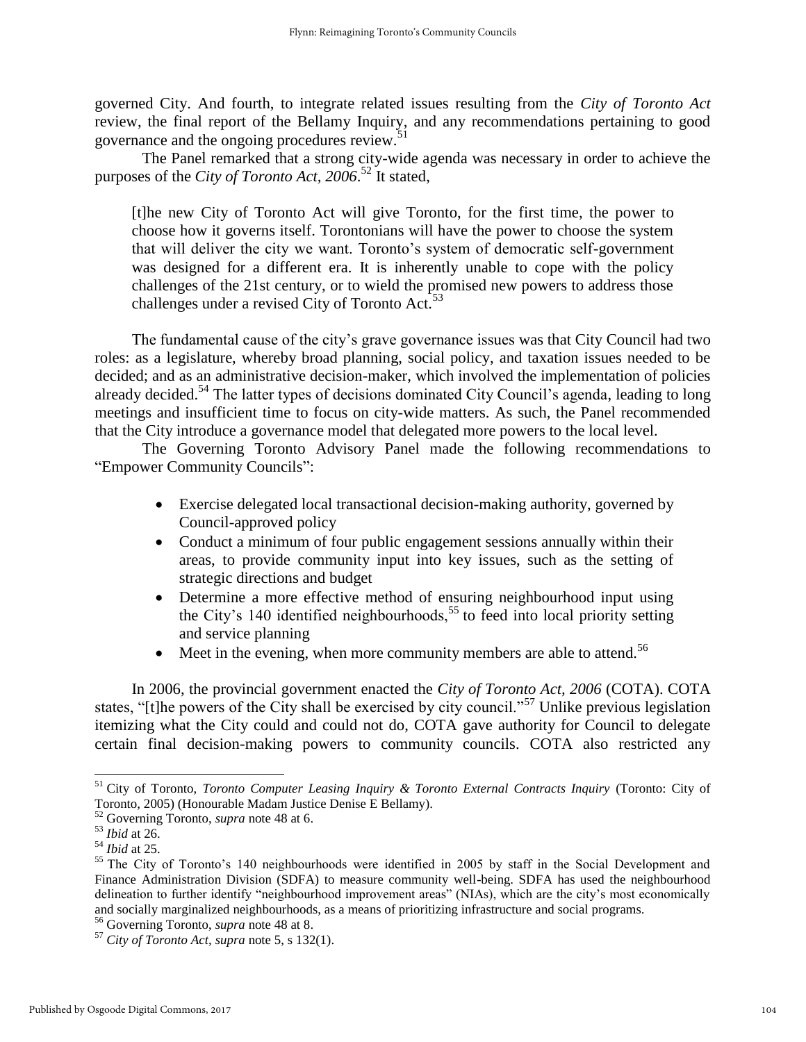governed City. And fourth, to integrate related issues resulting from the *City of Toronto Act* review, the final report of the Bellamy Inquiry, and any recommendations pertaining to good governance and the ongoing procedures review.[51]

The Panel remarked that a strong city-wide agenda was necessary in order to achieve the purposes of the *City of Toronto Act, 2006*.[52] It stated,

> [t]he new City of Toronto Act will give Toronto, for the first time, the power to choose how it governs itself. Torontonians will have the power to choose the system that will deliver the city we want. Toronto's system of democratic self-government was designed for a different era. It is inherently unable to cope with the policy challenges of the 21st century, or to wield the promised new powers to address those challenges under a revised City of Toronto Act.[53]

The fundamental cause of the city's grave governance issues was that City Council had two roles: as a legislature, whereby broad planning, social policy, and taxation issues needed to be decided; and as an administrative decision-maker, which involved the implementation of policies already decided.[54] The latter types of decisions dominated City Council's agenda, leading to long meetings and insufficient time to focus on city-wide matters. As such, the Panel recommended that the City introduce a governance model that delegated more powers to the local level.

The Governing Toronto Advisory Panel made the following recommendations to "Empower Community Councils":

- Exercise delegated local transactional decision-making authority, governed by Council-approved policy
- Conduct a minimum of four public engagement sessions annually within their areas, to provide community input into key issues, such as the setting of strategic directions and budget
- Determine a more effective method of ensuring neighbourhood input using the City's 140 identified neighbourhoods,[55] to feed into local priority setting and service planning
- Meet in the evening, when more community members are able to attend.[56]

In 2006, the provincial government enacted the *City of Toronto Act, 2006* (COTA). COTA states, "[t]he powers of the City shall be exercised by city council."[57] Unlike previous legislation itemizing what the City could and could not do, COTA gave authority for Council to delegate certain final decision-making powers to community councils. COTA also restricted any

---

[51] City of Toronto, *Toronto Computer Leasing Inquiry & Toronto External Contracts Inquiry* (Toronto: City of Toronto, 2005) (Honourable Madam Justice Denise E Bellamy).

[52] Governing Toronto, *supra* note 48 at 6.

[53] *Ibid* at 26.

[54] *Ibid* at 25.

[55] The City of Toronto's 140 neighbourhoods were identified in 2005 by staff in the Social Development and Finance Administration Division (SDFA) to measure community well-being. SDFA has used the neighbourhood delineation to further identify "neighbourhood improvement areas" (NIAs), which are the city's most economically and socially marginalized neighbourhoods, as a means of prioritizing infrastructure and social programs.

[56] Governing Toronto, *supra* note 48 at 8.

[57] *City of Toronto Act*, *supra* note 5, s 132(1).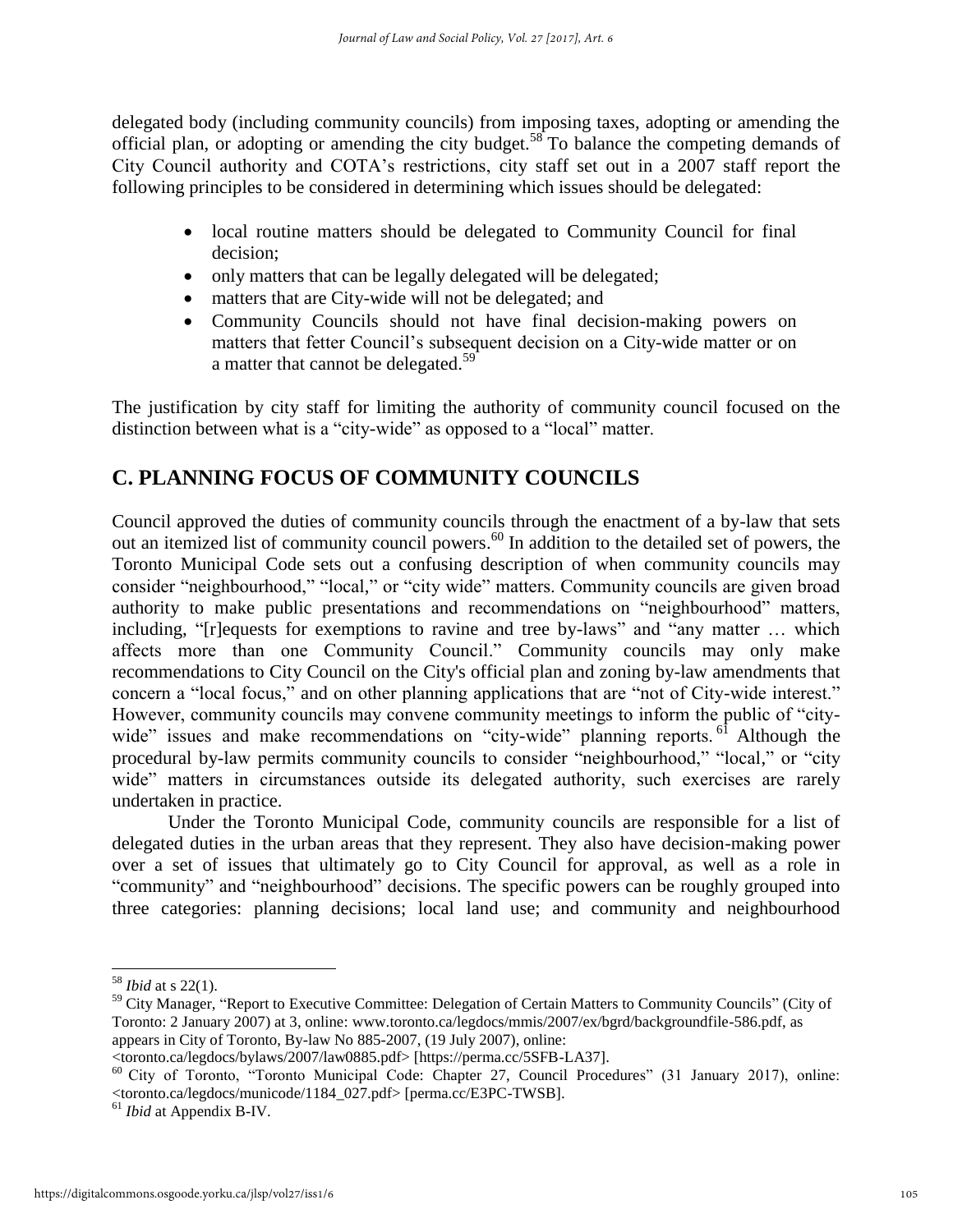delegated body (including community councils) from imposing taxes, adopting or amending the official plan, or adopting or amending the city budget.[58] To balance the competing demands of City Council authority and COTA's restrictions, city staff set out in a 2007 staff report the following principles to be considered in determining which issues should be delegated:

- local routine matters should be delegated to Community Council for final decision;
- only matters that can be legally delegated will be delegated;
- matters that are City-wide will not be delegated; and
- Community Councils should not have final decision-making powers on matters that fetter Council's subsequent decision on a City-wide matter or on a matter that cannot be delegated.[59]

The justification by city staff for limiting the authority of community council focused on the distinction between what is a "city-wide" as opposed to a "local" matter.

## C. PLANNING FOCUS OF COMMUNITY COUNCILS

Council approved the duties of community councils through the enactment of a by-law that sets out an itemized list of community council powers.[60] In addition to the detailed set of powers, the Toronto Municipal Code sets out a confusing description of when community councils may consider "neighbourhood," "local," or "city wide" matters. Community councils are given broad authority to make public presentations and recommendations on "neighbourhood" matters, including, "[r]equests for exemptions to ravine and tree by-laws" and "any matter … which affects more than one Community Council." Community councils may only make recommendations to City Council on the City's official plan and zoning by-law amendments that concern a "local focus," and on other planning applications that are "not of City-wide interest." However, community councils may convene community meetings to inform the public of "city-wide" issues and make recommendations on "city-wide" planning reports.[61] Although the procedural by-law permits community councils to consider "neighbourhood," "local," or "city wide" matters in circumstances outside its delegated authority, such exercises are rarely undertaken in practice.

Under the Toronto Municipal Code, community councils are responsible for a list of delegated duties in the urban areas that they represent. They also have decision-making power over a set of issues that ultimately go to City Council for approval, as well as a role in "community" and "neighbourhood" decisions. The specific powers can be roughly grouped into three categories: planning decisions; local land use; and community and neighbourhood

---

[58] *Ibid* at s 22(1).

[59] City Manager, "Report to Executive Committee: Delegation of Certain Matters to Community Councils" (City of Toronto: 2 January 2007) at 3, online: www.toronto.ca/legdocs/mmis/2007/ex/bgrd/backgroundfile-586.pdf, as appears in City of Toronto, By-law No 885-2007, (19 July 2007), online: <toronto.ca/legdocs/bylaws/2007/law0885.pdf> [https://perma.cc/5SFB-LA37].

[60] City of Toronto, "Toronto Municipal Code: Chapter 27, Council Procedures" (31 January 2017), online: <toronto.ca/legdocs/municode/1184_027.pdf> [perma.cc/E3PC-TWSB].

[61] *Ibid* at Appendix B-IV.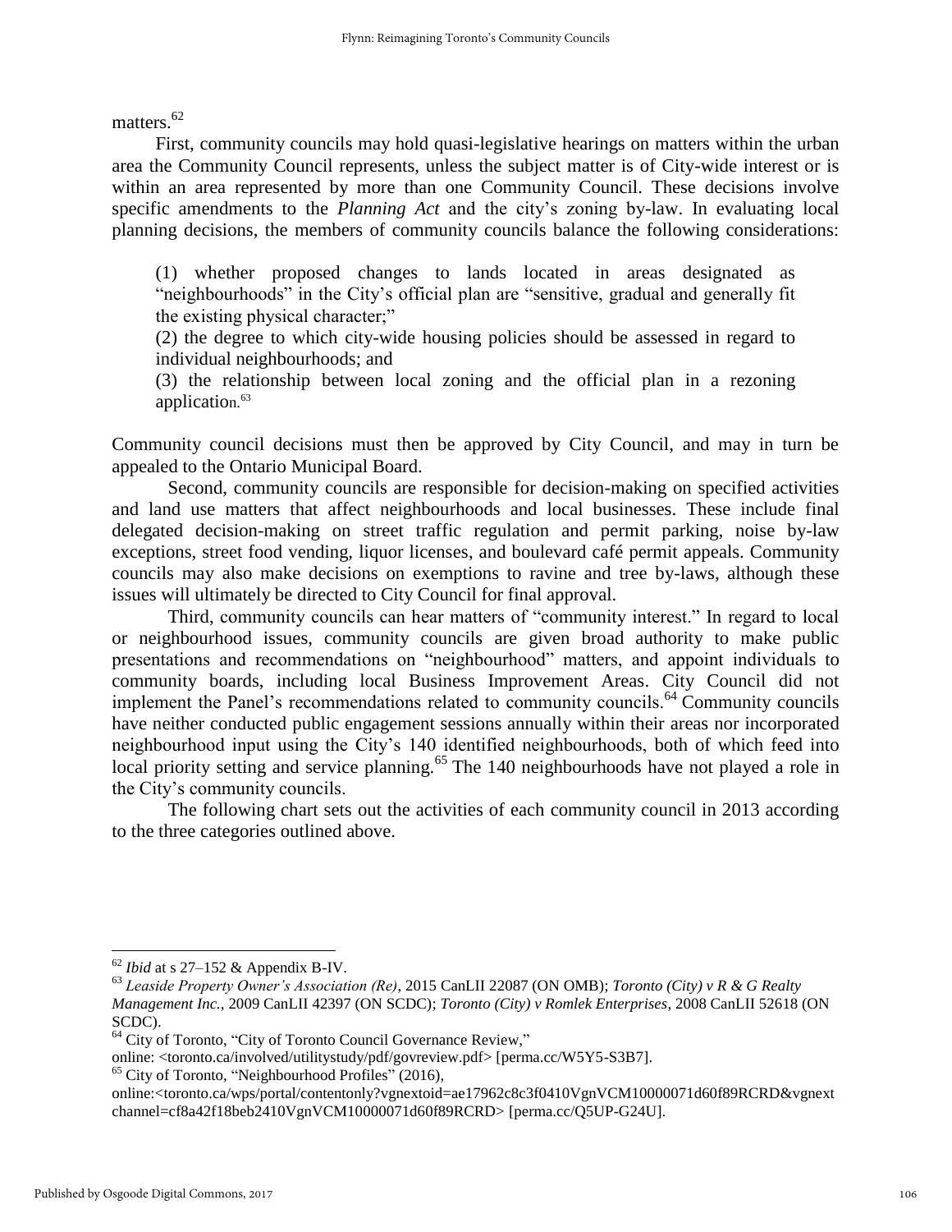matters.[62]

First, community councils may hold quasi-legislative hearings on matters within the urban area the Community Council represents, unless the subject matter is of City-wide interest or is within an area represented by more than one Community Council. These decisions involve specific amendments to the *Planning Act* and the city's zoning by-law. In evaluating local planning decisions, the members of community councils balance the following considerations:

> (1) whether proposed changes to lands located in areas designated as "neighbourhoods" in the City's official plan are "sensitive, gradual and generally fit the existing physical character;"
>
> (2) the degree to which city-wide housing policies should be assessed in regard to individual neighbourhoods; and
>
> (3) the relationship between local zoning and the official plan in a rezoning application.[63]

Community council decisions must then be approved by City Council, and may in turn be appealed to the Ontario Municipal Board.

Second, community councils are responsible for decision-making on specified activities and land use matters that affect neighbourhoods and local businesses. These include final delegated decision-making on street traffic regulation and permit parking, noise by-law exceptions, street food vending, liquor licenses, and boulevard café permit appeals. Community councils may also make decisions on exemptions to ravine and tree by-laws, although these issues will ultimately be directed to City Council for final approval.

Third, community councils can hear matters of "community interest." In regard to local or neighbourhood issues, community councils are given broad authority to make public presentations and recommendations on "neighbourhood" matters, and appoint individuals to community boards, including local Business Improvement Areas. City Council did not implement the Panel's recommendations related to community councils.[64] Community councils have neither conducted public engagement sessions annually within their areas nor incorporated neighbourhood input using the City's 140 identified neighbourhoods, both of which feed into local priority setting and service planning.[65] The 140 neighbourhoods have not played a role in the City's community councils.

The following chart sets out the activities of each community council in 2013 according to the three categories outlined above.

---

[62] *Ibid* at s 27–152 & Appendix B-IV.

[63] *Leaside Property Owner's Association (Re)*, 2015 CanLII 22087 (ON OMB); *Toronto (City) v R & G Realty Management Inc.,* 2009 CanLII 42397 (ON SCDC); *Toronto (City) v Romlek Enterprises*, 2008 CanLII 52618 (ON SCDC).

[64] City of Toronto, "City of Toronto Council Governance Review," online: <toronto.ca/involved/utilitystudy/pdf/govreview.pdf> [perma.cc/W5Y5-S3B7].

[65] City of Toronto, "Neighbourhood Profiles" (2016), online:<toronto.ca/wps/portal/contentonly?vgnextoid=ae17962c8c3f0410VgnVCM10000071d60f89RCRD&vgnextchannel=cf8a42f18beb2410VgnVCM10000071d60f89RCRD> [perma.cc/Q5UP-G24U].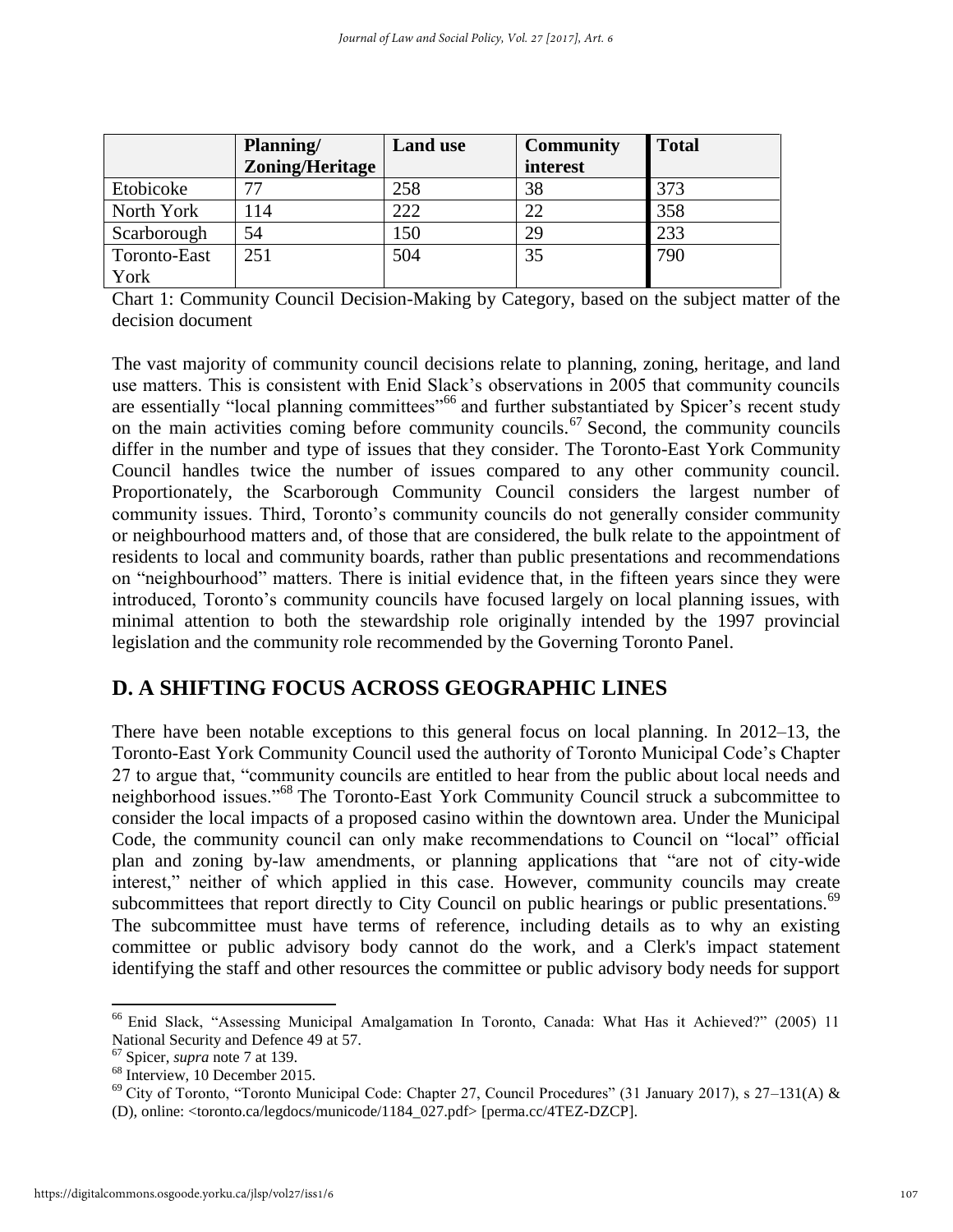| | Planning/ Zoning/Heritage | Land use | Community interest | Total |
|---|---|---|---|---|
| Etobicoke | 77 | 258 | 38 | 373 |
| North York | 114 | 222 | 22 | 358 |
| Scarborough | 54 | 150 | 29 | 233 |
| Toronto-East York | 251 | 504 | 35 | 790 |

Chart 1: Community Council Decision-Making by Category, based on the subject matter of the decision document

The vast majority of community council decisions relate to planning, zoning, heritage, and land use matters. This is consistent with Enid Slack's observations in 2005 that community councils are essentially "local planning committees"[66] and further substantiated by Spicer's recent study on the main activities coming before community councils.[67] Second, the community councils differ in the number and type of issues that they consider. The Toronto-East York Community Council handles twice the number of issues compared to any other community council. Proportionately, the Scarborough Community Council considers the largest number of community issues. Third, Toronto's community councils do not generally consider community or neighbourhood matters and, of those that are considered, the bulk relate to the appointment of residents to local and community boards, rather than public presentations and recommendations on "neighbourhood" matters. There is initial evidence that, in the fifteen years since they were introduced, Toronto's community councils have focused largely on local planning issues, with minimal attention to both the stewardship role originally intended by the 1997 provincial legislation and the community role recommended by the Governing Toronto Panel.

## D. A SHIFTING FOCUS ACROSS GEOGRAPHIC LINES

There have been notable exceptions to this general focus on local planning. In 2012–13, the Toronto-East York Community Council used the authority of Toronto Municipal Code's Chapter 27 to argue that, "community councils are entitled to hear from the public about local needs and neighborhood issues."[68] The Toronto-East York Community Council struck a subcommittee to consider the local impacts of a proposed casino within the downtown area. Under the Municipal Code, the community council can only make recommendations to Council on "local" official plan and zoning by-law amendments, or planning applications that "are not of city-wide interest," neither of which applied in this case. However, community councils may create subcommittees that report directly to City Council on public hearings or public presentations.[69] The subcommittee must have terms of reference, including details as to why an existing committee or public advisory body cannot do the work, and a Clerk's impact statement identifying the staff and other resources the committee or public advisory body needs for support

---

[66] Enid Slack, "Assessing Municipal Amalgamation In Toronto, Canada: What Has it Achieved?" (2005) 11 National Security and Defence 49 at 57.

[67] Spicer, *supra* note 7 at 139.

[68] Interview, 10 December 2015.

[69] City of Toronto, "Toronto Municipal Code: Chapter 27, Council Procedures" (31 January 2017), s 27–131(A) & (D), online: <toronto.ca/legdocs/municode/1184_027.pdf> [perma.cc/4TEZ-DZCP].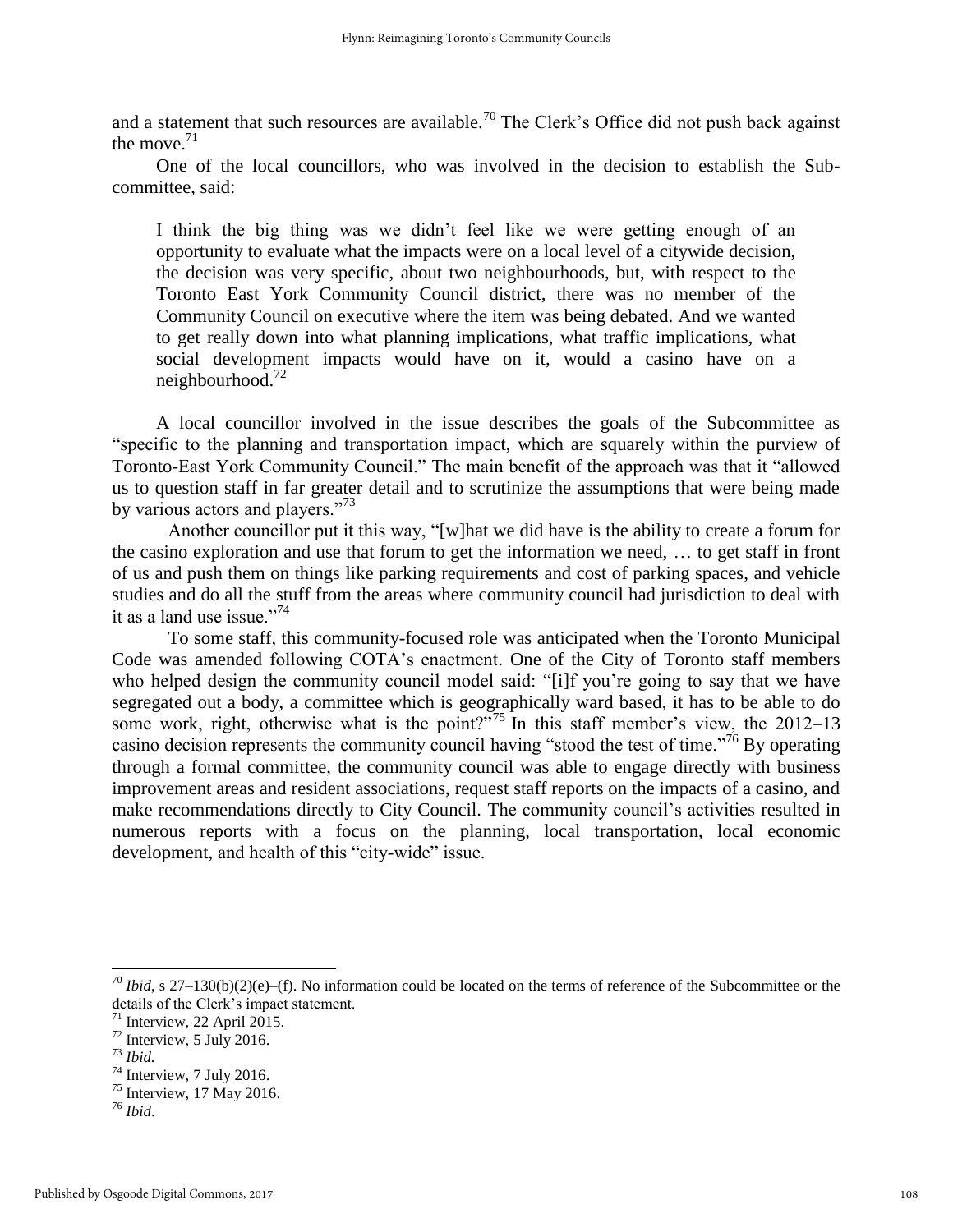and a statement that such resources are available.[70] The Clerk's Office did not push back against the move.[71]

One of the local councillors, who was involved in the decision to establish the Subcommittee, said:

> I think the big thing was we didn't feel like we were getting enough of an opportunity to evaluate what the impacts were on a local level of a citywide decision, the decision was very specific, about two neighbourhoods, but, with respect to the Toronto East York Community Council district, there was no member of the Community Council on executive where the item was being debated. And we wanted to get really down into what planning implications, what traffic implications, what social development impacts would have on it, would a casino have on a neighbourhood.[72]

A local councillor involved in the issue describes the goals of the Subcommittee as "specific to the planning and transportation impact, which are squarely within the purview of Toronto-East York Community Council." The main benefit of the approach was that it "allowed us to question staff in far greater detail and to scrutinize the assumptions that were being made by various actors and players."[73]

Another councillor put it this way, "[w]hat we did have is the ability to create a forum for the casino exploration and use that forum to get the information we need, … to get staff in front of us and push them on things like parking requirements and cost of parking spaces, and vehicle studies and do all the stuff from the areas where community council had jurisdiction to deal with it as a land use issue."[74]

To some staff, this community-focused role was anticipated when the Toronto Municipal Code was amended following COTA's enactment. One of the City of Toronto staff members who helped design the community council model said: "[i]f you're going to say that we have segregated out a body, a committee which is geographically ward based, it has to be able to do some work, right, otherwise what is the point?"[75] In this staff member's view, the 2012–13 casino decision represents the community council having "stood the test of time."[76] By operating through a formal committee, the community council was able to engage directly with business improvement areas and resident associations, request staff reports on the impacts of a casino, and make recommendations directly to City Council. The community council's activities resulted in numerous reports with a focus on the planning, local transportation, local economic development, and health of this "city-wide" issue.

---

[70] *Ibid*, s 27–130(b)(2)(e)–(f). No information could be located on the terms of reference of the Subcommittee or the details of the Clerk's impact statement.

[71] Interview, 22 April 2015.

[72] Interview, 5 July 2016.

[73] *Ibid.*

[74] Interview, 7 July 2016.

[75] Interview, 17 May 2016.

[76] *Ibid*.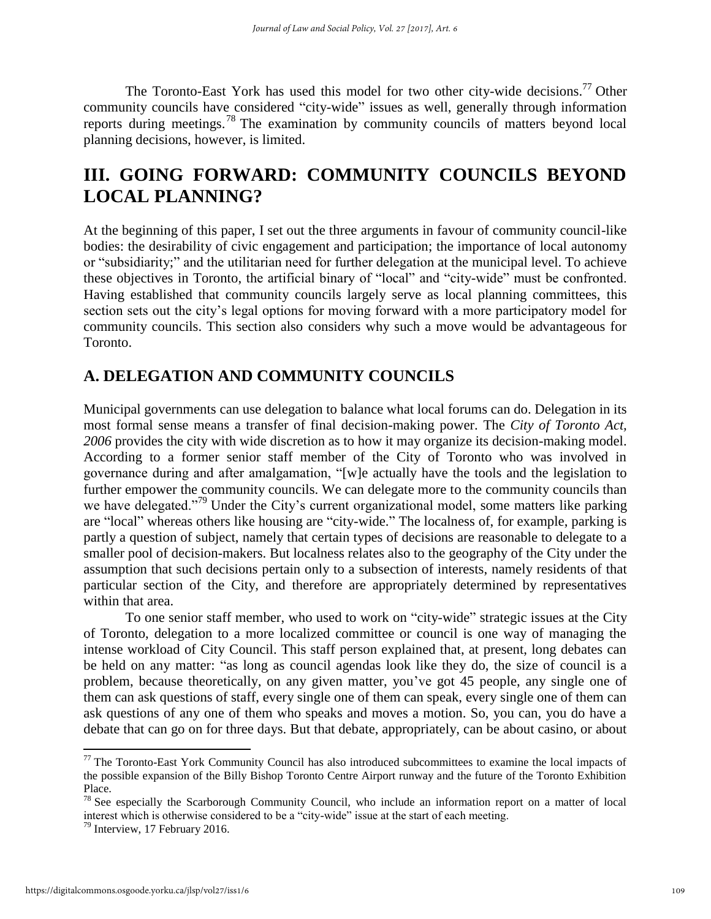The Toronto-East York has used this model for two other city-wide decisions.[77] Other community councils have considered "city-wide" issues as well, generally through information reports during meetings.[78] The examination by community councils of matters beyond local planning decisions, however, is limited.

# III. GOING FORWARD: COMMUNITY COUNCILS BEYOND LOCAL PLANNING?

At the beginning of this paper, I set out the three arguments in favour of community council-like bodies: the desirability of civic engagement and participation; the importance of local autonomy or "subsidiarity;" and the utilitarian need for further delegation at the municipal level. To achieve these objectives in Toronto, the artificial binary of "local" and "city-wide" must be confronted. Having established that community councils largely serve as local planning committees, this section sets out the city's legal options for moving forward with a more participatory model for community councils. This section also considers why such a move would be advantageous for Toronto.

## A. DELEGATION AND COMMUNITY COUNCILS

Municipal governments can use delegation to balance what local forums can do. Delegation in its most formal sense means a transfer of final decision-making power. The *City of Toronto Act, 2006* provides the city with wide discretion as to how it may organize its decision-making model. According to a former senior staff member of the City of Toronto who was involved in governance during and after amalgamation, "[w]e actually have the tools and the legislation to further empower the community councils. We can delegate more to the community councils than we have delegated."[79] Under the City's current organizational model, some matters like parking are "local" whereas others like housing are "city-wide." The localness of, for example, parking is partly a question of subject, namely that certain types of decisions are reasonable to delegate to a smaller pool of decision-makers. But localness relates also to the geography of the City under the assumption that such decisions pertain only to a subsection of interests, namely residents of that particular section of the City, and therefore are appropriately determined by representatives within that area.

To one senior staff member, who used to work on "city-wide" strategic issues at the City of Toronto, delegation to a more localized committee or council is one way of managing the intense workload of City Council. This staff person explained that, at present, long debates can be held on any matter: "as long as council agendas look like they do, the size of council is a problem, because theoretically, on any given matter, you've got 45 people, any single one of them can ask questions of staff, every single one of them can speak, every single one of them can ask questions of any one of them who speaks and moves a motion. So, you can, you do have a debate that can go on for three days. But that debate, appropriately, can be about casino, or about

---

[77] The Toronto-East York Community Council has also introduced subcommittees to examine the local impacts of the possible expansion of the Billy Bishop Toronto Centre Airport runway and the future of the Toronto Exhibition Place.

[78] See especially the Scarborough Community Council, who include an information report on a matter of local interest which is otherwise considered to be a "city-wide" issue at the start of each meeting.

[79] Interview, 17 February 2016.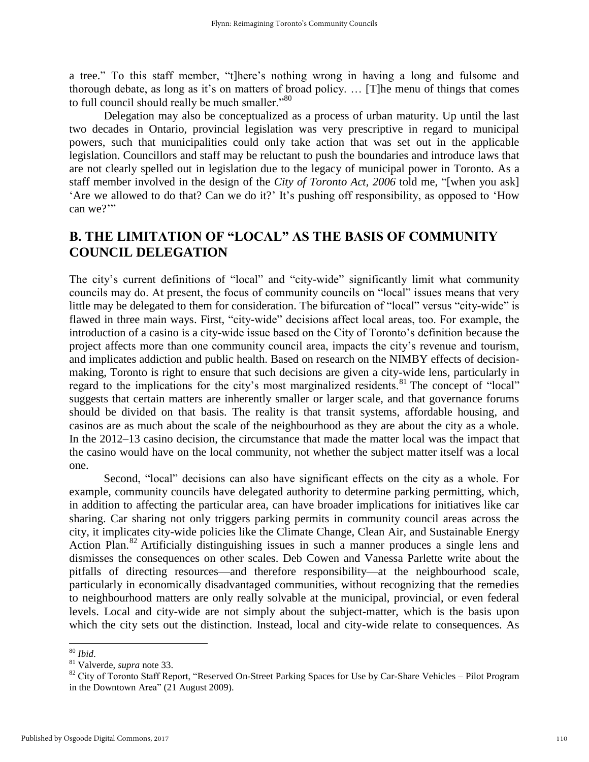a tree." To this staff member, "t]here's nothing wrong in having a long and fulsome and thorough debate, as long as it's on matters of broad policy. … [T]he menu of things that comes to full council should really be much smaller."[80]

Delegation may also be conceptualized as a process of urban maturity. Up until the last two decades in Ontario, provincial legislation was very prescriptive in regard to municipal powers, such that municipalities could only take action that was set out in the applicable legislation. Councillors and staff may be reluctant to push the boundaries and introduce laws that are not clearly spelled out in legislation due to the legacy of municipal power in Toronto. As a staff member involved in the design of the *City of Toronto Act, 2006* told me, "[when you ask] 'Are we allowed to do that? Can we do it?' It's pushing off responsibility, as opposed to 'How can we?'"

## B. THE LIMITATION OF "LOCAL" AS THE BASIS OF COMMUNITY COUNCIL DELEGATION

The city's current definitions of "local" and "city-wide" significantly limit what community councils may do. At present, the focus of community councils on "local" issues means that very little may be delegated to them for consideration. The bifurcation of "local" versus "city-wide" is flawed in three main ways. First, "city-wide" decisions affect local areas, too. For example, the introduction of a casino is a city-wide issue based on the City of Toronto's definition because the project affects more than one community council area, impacts the city's revenue and tourism, and implicates addiction and public health. Based on research on the NIMBY effects of decision-making, Toronto is right to ensure that such decisions are given a city-wide lens, particularly in regard to the implications for the city's most marginalized residents.[81] The concept of "local" suggests that certain matters are inherently smaller or larger scale, and that governance forums should be divided on that basis. The reality is that transit systems, affordable housing, and casinos are as much about the scale of the neighbourhood as they are about the city as a whole. In the 2012–13 casino decision, the circumstance that made the matter local was the impact that the casino would have on the local community, not whether the subject matter itself was a local one.

Second, "local" decisions can also have significant effects on the city as a whole. For example, community councils have delegated authority to determine parking permitting, which, in addition to affecting the particular area, can have broader implications for initiatives like car sharing. Car sharing not only triggers parking permits in community council areas across the city, it implicates city-wide policies like the Climate Change, Clean Air, and Sustainable Energy Action Plan.[82] Artificially distinguishing issues in such a manner produces a single lens and dismisses the consequences on other scales. Deb Cowen and Vanessa Parlette write about the pitfalls of directing resources—and therefore responsibility—at the neighbourhood scale, particularly in economically disadvantaged communities, without recognizing that the remedies to neighbourhood matters are only really solvable at the municipal, provincial, or even federal levels. Local and city-wide are not simply about the subject-matter, which is the basis upon which the city sets out the distinction. Instead, local and city-wide relate to consequences. As

---

[80] *Ibid*.

[81] Valverde, *supra* note 33.

[82] City of Toronto Staff Report, "Reserved On-Street Parking Spaces for Use by Car-Share Vehicles – Pilot Program in the Downtown Area" (21 August 2009).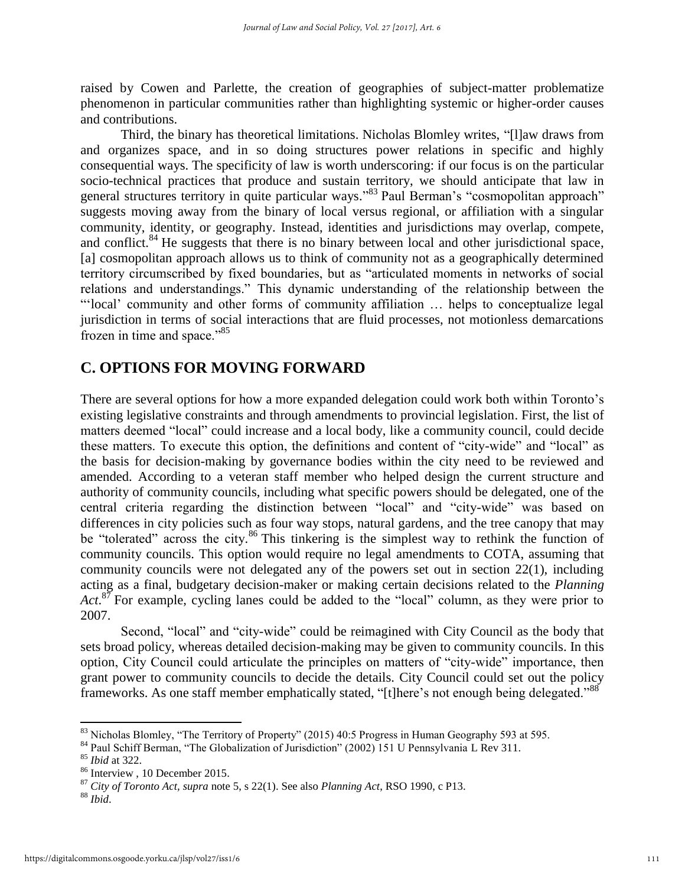raised by Cowen and Parlette, the creation of geographies of subject-matter problematize phenomenon in particular communities rather than highlighting systemic or higher-order causes and contributions.

Third, the binary has theoretical limitations. Nicholas Blomley writes, "[l]aw draws from and organizes space, and in so doing structures power relations in specific and highly consequential ways. The specificity of law is worth underscoring: if our focus is on the particular socio-technical practices that produce and sustain territory, we should anticipate that law in general structures territory in quite particular ways."[83] Paul Berman's "cosmopolitan approach" suggests moving away from the binary of local versus regional, or affiliation with a singular community, identity, or geography. Instead, identities and jurisdictions may overlap, compete, and conflict.[84] He suggests that there is no binary between local and other jurisdictional space, [a] cosmopolitan approach allows us to think of community not as a geographically determined territory circumscribed by fixed boundaries, but as "articulated moments in networks of social relations and understandings." This dynamic understanding of the relationship between the "'local' community and other forms of community affiliation … helps to conceptualize legal jurisdiction in terms of social interactions that are fluid processes, not motionless demarcations frozen in time and space."[85]

## C. OPTIONS FOR MOVING FORWARD

There are several options for how a more expanded delegation could work both within Toronto's existing legislative constraints and through amendments to provincial legislation. First, the list of matters deemed "local" could increase and a local body, like a community council, could decide these matters. To execute this option, the definitions and content of "city-wide" and "local" as the basis for decision-making by governance bodies within the city need to be reviewed and amended. According to a veteran staff member who helped design the current structure and authority of community councils, including what specific powers should be delegated, one of the central criteria regarding the distinction between "local" and "city-wide" was based on differences in city policies such as four way stops, natural gardens, and the tree canopy that may be "tolerated" across the city.[86] This tinkering is the simplest way to rethink the function of community councils. This option would require no legal amendments to COTA, assuming that community councils were not delegated any of the powers set out in section 22(1), including acting as a final, budgetary decision-maker or making certain decisions related to the *Planning Act*.[87] For example, cycling lanes could be added to the "local" column, as they were prior to 2007.

Second, "local" and "city-wide" could be reimagined with City Council as the body that sets broad policy, whereas detailed decision-making may be given to community councils. In this option, City Council could articulate the principles on matters of "city-wide" importance, then grant power to community councils to decide the details. City Council could set out the policy frameworks. As one staff member emphatically stated, "[t]here's not enough being delegated."[88]

---

[83] Nicholas Blomley, "The Territory of Property" (2015) 40:5 Progress in Human Geography 593 at 595.

[84] Paul Schiff Berman, "The Globalization of Jurisdiction" (2002) 151 U Pennsylvania L Rev 311.

[85] *Ibid* at 322.

[86] Interview , 10 December 2015.

[87] *City of Toronto Act, supra* note 5, s 22(1). See also *Planning Act*, RSO 1990, c P13.

[88] *Ibid*.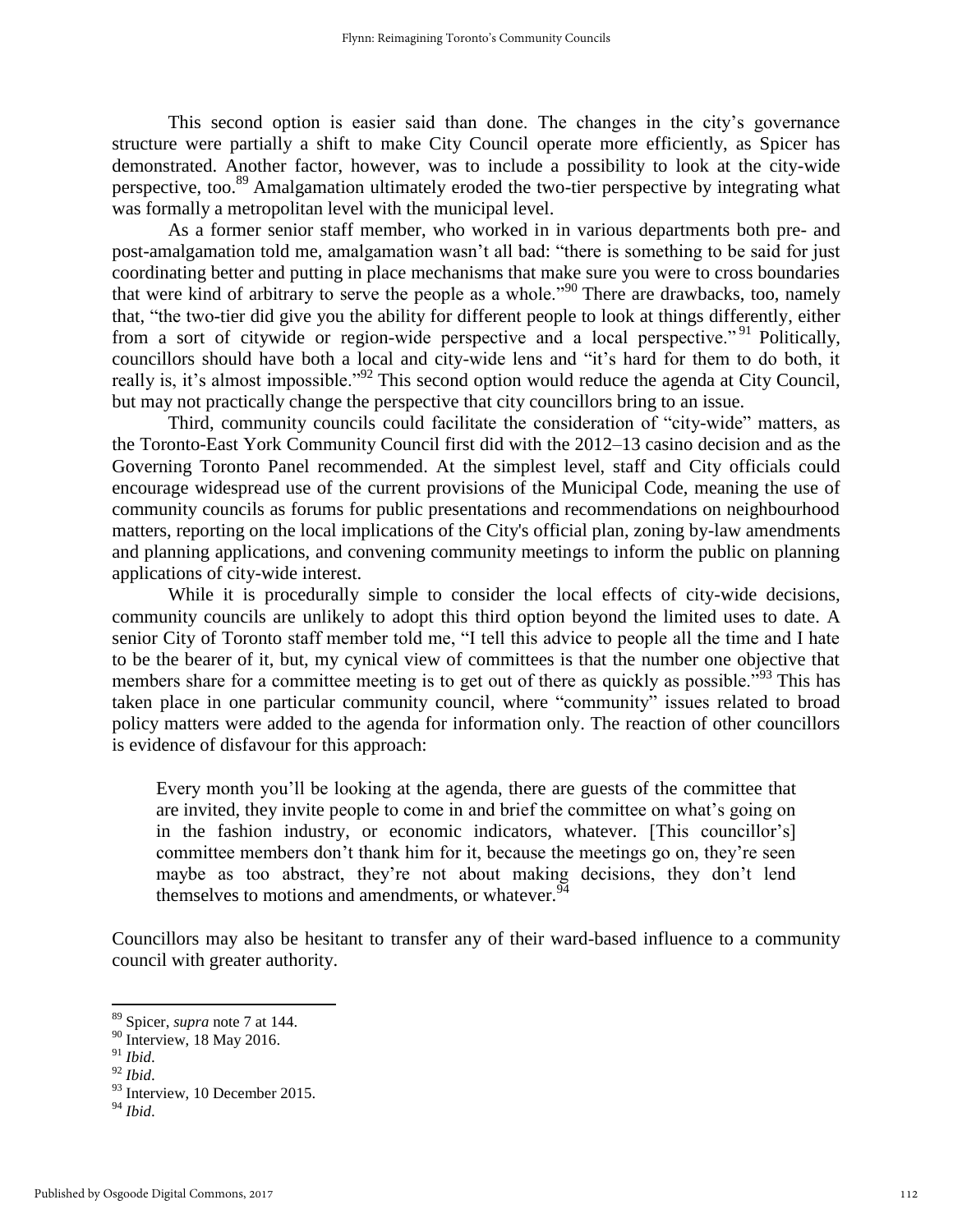This second option is easier said than done. The changes in the city's governance structure were partially a shift to make City Council operate more efficiently, as Spicer has demonstrated. Another factor, however, was to include a possibility to look at the city-wide perspective, too.[89] Amalgamation ultimately eroded the two-tier perspective by integrating what was formally a metropolitan level with the municipal level.

As a former senior staff member, who worked in in various departments both pre- and post-amalgamation told me, amalgamation wasn't all bad: "there is something to be said for just coordinating better and putting in place mechanisms that make sure you were to cross boundaries that were kind of arbitrary to serve the people as a whole."[90] There are drawbacks, too, namely that, "the two-tier did give you the ability for different people to look at things differently, either from a sort of citywide or region-wide perspective and a local perspective."[91] Politically, councillors should have both a local and city-wide lens and "it's hard for them to do both, it really is, it's almost impossible."[92] This second option would reduce the agenda at City Council, but may not practically change the perspective that city councillors bring to an issue.

Third, community councils could facilitate the consideration of "city-wide" matters, as the Toronto-East York Community Council first did with the 2012–13 casino decision and as the Governing Toronto Panel recommended. At the simplest level, staff and City officials could encourage widespread use of the current provisions of the Municipal Code, meaning the use of community councils as forums for public presentations and recommendations on neighbourhood matters, reporting on the local implications of the City's official plan, zoning by-law amendments and planning applications, and convening community meetings to inform the public on planning applications of city-wide interest.

While it is procedurally simple to consider the local effects of city-wide decisions, community councils are unlikely to adopt this third option beyond the limited uses to date. A senior City of Toronto staff member told me, "I tell this advice to people all the time and I hate to be the bearer of it, but, my cynical view of committees is that the number one objective that members share for a committee meeting is to get out of there as quickly as possible."[93] This has taken place in one particular community council, where "community" issues related to broad policy matters were added to the agenda for information only. The reaction of other councillors is evidence of disfavour for this approach:

> Every month you'll be looking at the agenda, there are guests of the committee that are invited, they invite people to come in and brief the committee on what's going on in the fashion industry, or economic indicators, whatever. [This councillor's] committee members don't thank him for it, because the meetings go on, they're seen maybe as too abstract, they're not about making decisions, they don't lend themselves to motions and amendments, or whatever.[94]

Councillors may also be hesitant to transfer any of their ward-based influence to a community council with greater authority.

---

[89] Spicer, *supra* note 7 at 144.

[90] Interview, 18 May 2016.

[91] *Ibid*.

[92] *Ibid*.

[93] Interview, 10 December 2015.

[94] *Ibid*.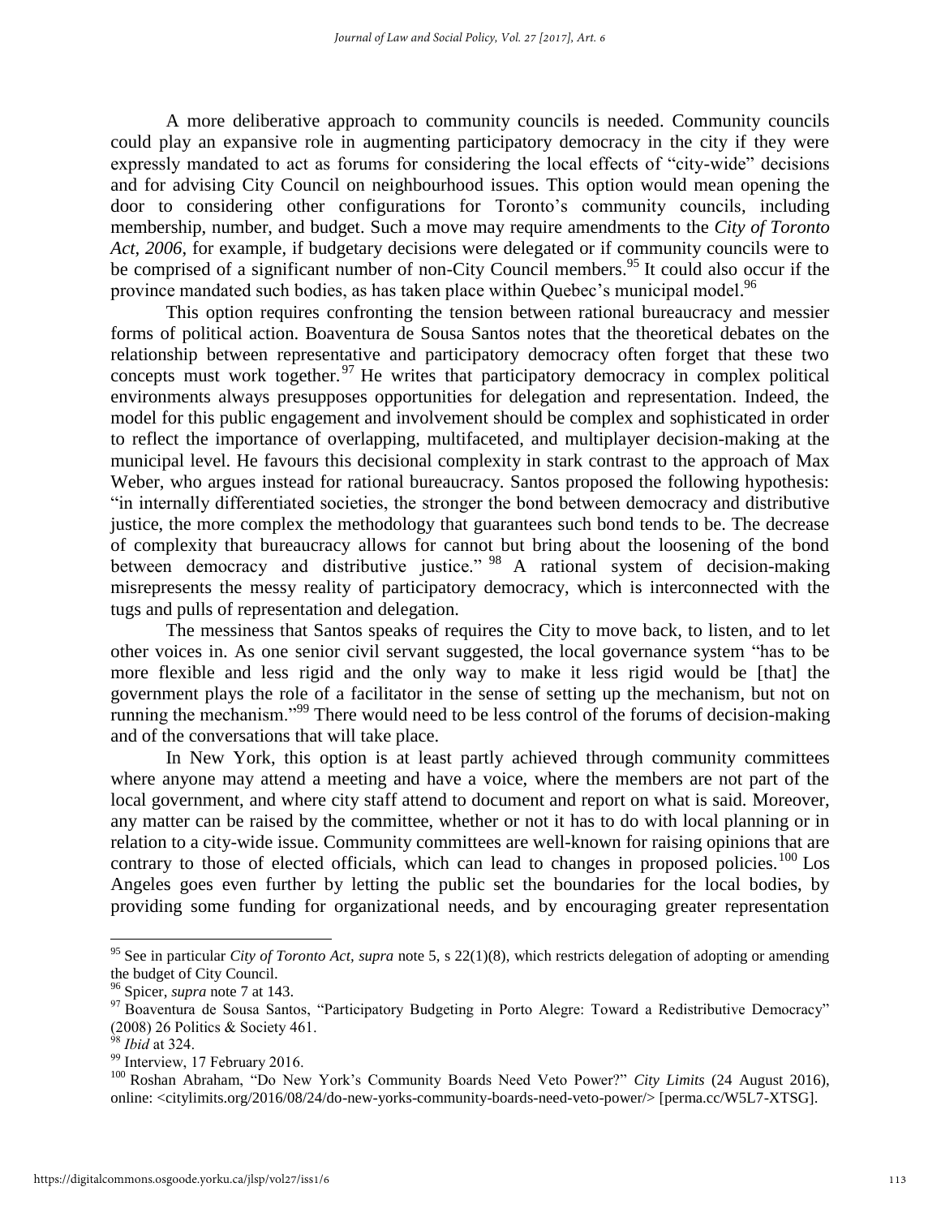A more deliberative approach to community councils is needed. Community councils could play an expansive role in augmenting participatory democracy in the city if they were expressly mandated to act as forums for considering the local effects of "city-wide" decisions and for advising City Council on neighbourhood issues. This option would mean opening the door to considering other configurations for Toronto's community councils, including membership, number, and budget. Such a move may require amendments to the *City of Toronto Act, 2006*, for example, if budgetary decisions were delegated or if community councils were to be comprised of a significant number of non-City Council members.[95] It could also occur if the province mandated such bodies, as has taken place within Quebec's municipal model.[96]

This option requires confronting the tension between rational bureaucracy and messier forms of political action. Boaventura de Sousa Santos notes that the theoretical debates on the relationship between representative and participatory democracy often forget that these two concepts must work together.[97] He writes that participatory democracy in complex political environments always presupposes opportunities for delegation and representation. Indeed, the model for this public engagement and involvement should be complex and sophisticated in order to reflect the importance of overlapping, multifaceted, and multiplayer decision-making at the municipal level. He favours this decisional complexity in stark contrast to the approach of Max Weber, who argues instead for rational bureaucracy. Santos proposed the following hypothesis: "in internally differentiated societies, the stronger the bond between democracy and distributive justice, the more complex the methodology that guarantees such bond tends to be. The decrease of complexity that bureaucracy allows for cannot but bring about the loosening of the bond between democracy and distributive justice."[98] A rational system of decision-making misrepresents the messy reality of participatory democracy, which is interconnected with the tugs and pulls of representation and delegation.

The messiness that Santos speaks of requires the City to move back, to listen, and to let other voices in. As one senior civil servant suggested, the local governance system "has to be more flexible and less rigid and the only way to make it less rigid would be [that] the government plays the role of a facilitator in the sense of setting up the mechanism, but not on running the mechanism."[99] There would need to be less control of the forums of decision-making and of the conversations that will take place.

In New York, this option is at least partly achieved through community committees where anyone may attend a meeting and have a voice, where the members are not part of the local government, and where city staff attend to document and report on what is said. Moreover, any matter can be raised by the committee, whether or not it has to do with local planning or in relation to a city-wide issue. Community committees are well-known for raising opinions that are contrary to those of elected officials, which can lead to changes in proposed policies.[100] Los Angeles goes even further by letting the public set the boundaries for the local bodies, by providing some funding for organizational needs, and by encouraging greater representation

---

[95] See in particular *City of Toronto Act*, *supra* note 5, s 22(1)(8), which restricts delegation of adopting or amending the budget of City Council.

[96] Spicer, *supra* note 7 at 143.

[97] Boaventura de Sousa Santos, "Participatory Budgeting in Porto Alegre: Toward a Redistributive Democracy" (2008) 26 Politics & Society 461.

[98] *Ibid* at 324.

[99] Interview, 17 February 2016.

[100] Roshan Abraham, "Do New York's Community Boards Need Veto Power?" *City Limits* (24 August 2016), online: <citylimits.org/2016/08/24/do-new-yorks-community-boards-need-veto-power/> [perma.cc/W5L7-XTSG].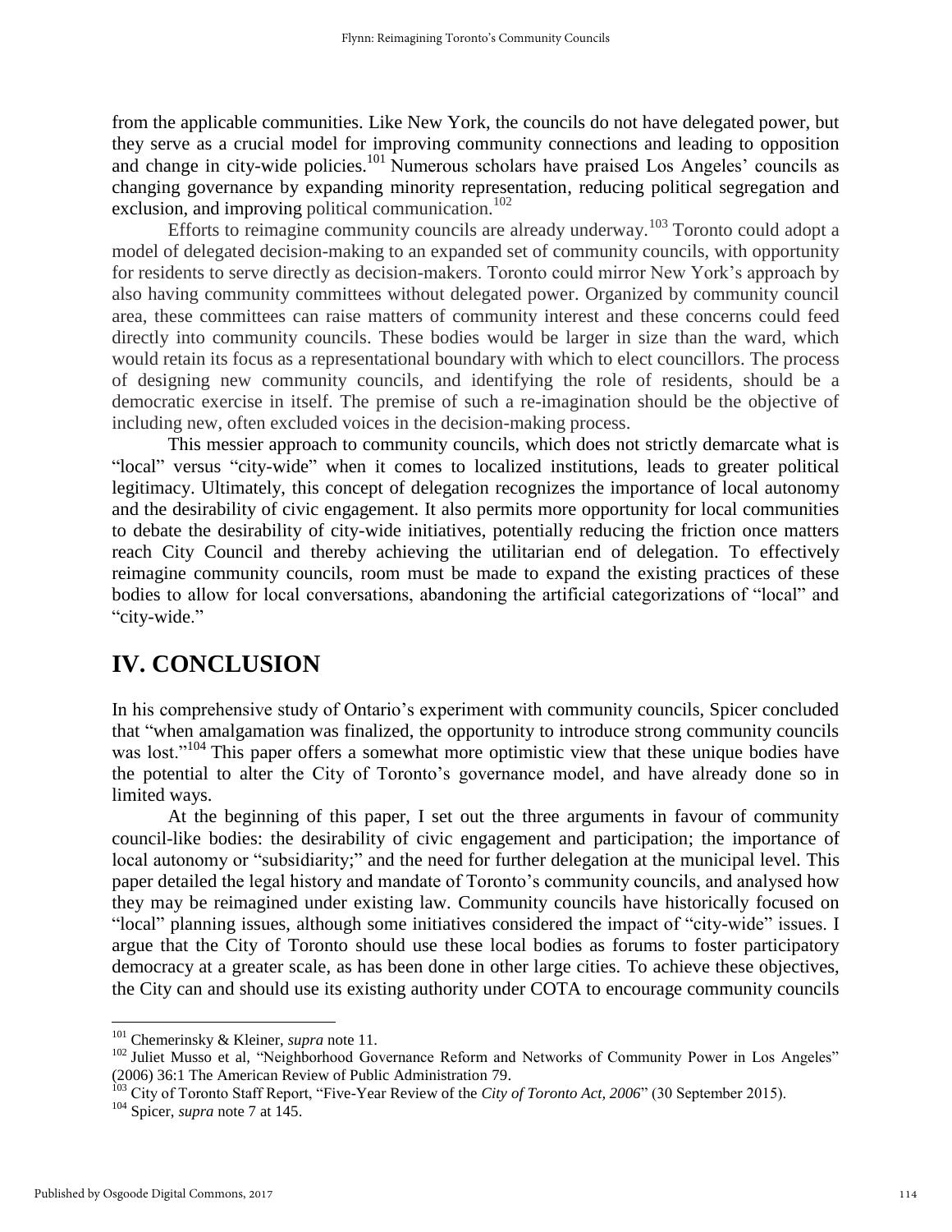from the applicable communities. Like New York, the councils do not have delegated power, but they serve as a crucial model for improving community connections and leading to opposition and change in city-wide policies.[101] Numerous scholars have praised Los Angeles' councils as changing governance by expanding minority representation, reducing political segregation and exclusion, and improving political communication.[102]

Efforts to reimagine community councils are already underway.[103] Toronto could adopt a model of delegated decision-making to an expanded set of community councils, with opportunity for residents to serve directly as decision-makers. Toronto could mirror New York's approach by also having community committees without delegated power. Organized by community council area, these committees can raise matters of community interest and these concerns could feed directly into community councils. These bodies would be larger in size than the ward, which would retain its focus as a representational boundary with which to elect councillors. The process of designing new community councils, and identifying the role of residents, should be a democratic exercise in itself. The premise of such a re-imagination should be the objective of including new, often excluded voices in the decision-making process.

This messier approach to community councils, which does not strictly demarcate what is "local" versus "city-wide" when it comes to localized institutions, leads to greater political legitimacy. Ultimately, this concept of delegation recognizes the importance of local autonomy and the desirability of civic engagement. It also permits more opportunity for local communities to debate the desirability of city-wide initiatives, potentially reducing the friction once matters reach City Council and thereby achieving the utilitarian end of delegation. To effectively reimagine community councils, room must be made to expand the existing practices of these bodies to allow for local conversations, abandoning the artificial categorizations of "local" and "city-wide."

## IV. CONCLUSION

In his comprehensive study of Ontario's experiment with community councils, Spicer concluded that "when amalgamation was finalized, the opportunity to introduce strong community councils was lost."[104] This paper offers a somewhat more optimistic view that these unique bodies have the potential to alter the City of Toronto's governance model, and have already done so in limited ways.

At the beginning of this paper, I set out the three arguments in favour of community council-like bodies: the desirability of civic engagement and participation; the importance of local autonomy or "subsidiarity;" and the need for further delegation at the municipal level. This paper detailed the legal history and mandate of Toronto's community councils, and analysed how they may be reimagined under existing law. Community councils have historically focused on "local" planning issues, although some initiatives considered the impact of "city-wide" issues. I argue that the City of Toronto should use these local bodies as forums to foster participatory democracy at a greater scale, as has been done in other large cities. To achieve these objectives, the City can and should use its existing authority under COTA to encourage community councils

---

[101] Chemerinsky & Kleiner, *supra* note 11.

[102] Juliet Musso et al, "Neighborhood Governance Reform and Networks of Community Power in Los Angeles" (2006) 36:1 The American Review of Public Administration 79.

[103] City of Toronto Staff Report, "Five-Year Review of the *City of Toronto Act, 2006*" (30 September 2015).

[104] Spicer, *supra* note 7 at 145.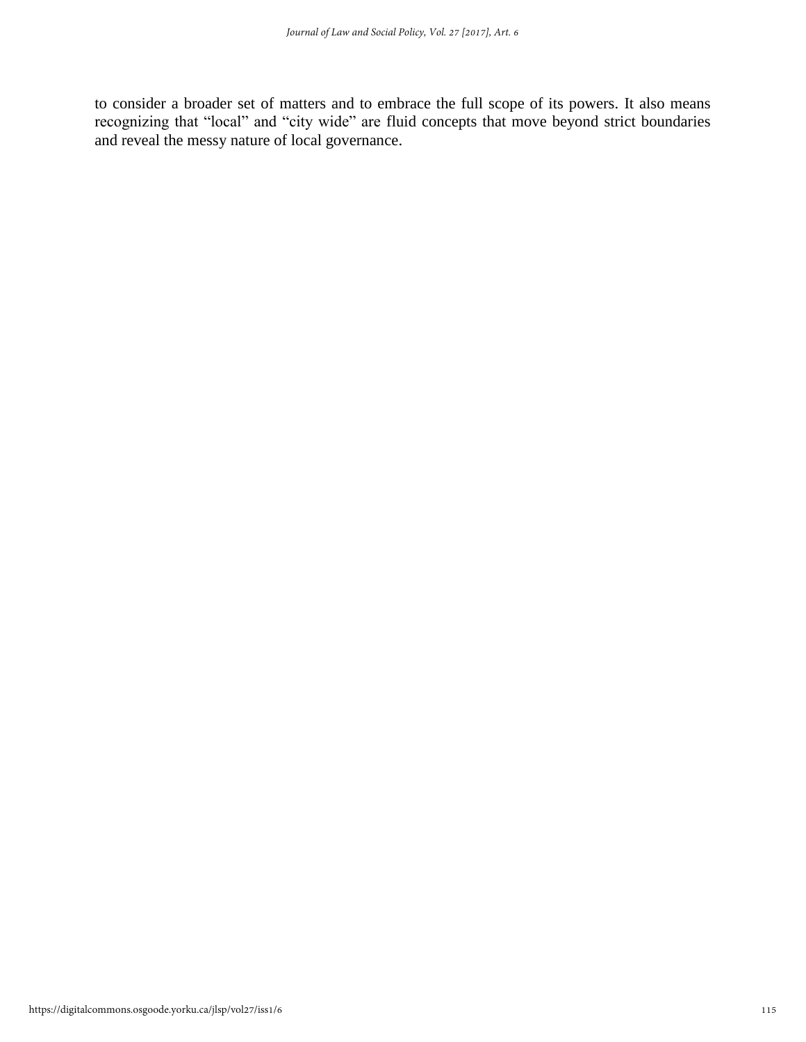to consider a broader set of matters and to embrace the full scope of its powers. It also means recognizing that "local" and "city wide" are fluid concepts that move beyond strict boundaries and reveal the messy nature of local governance.